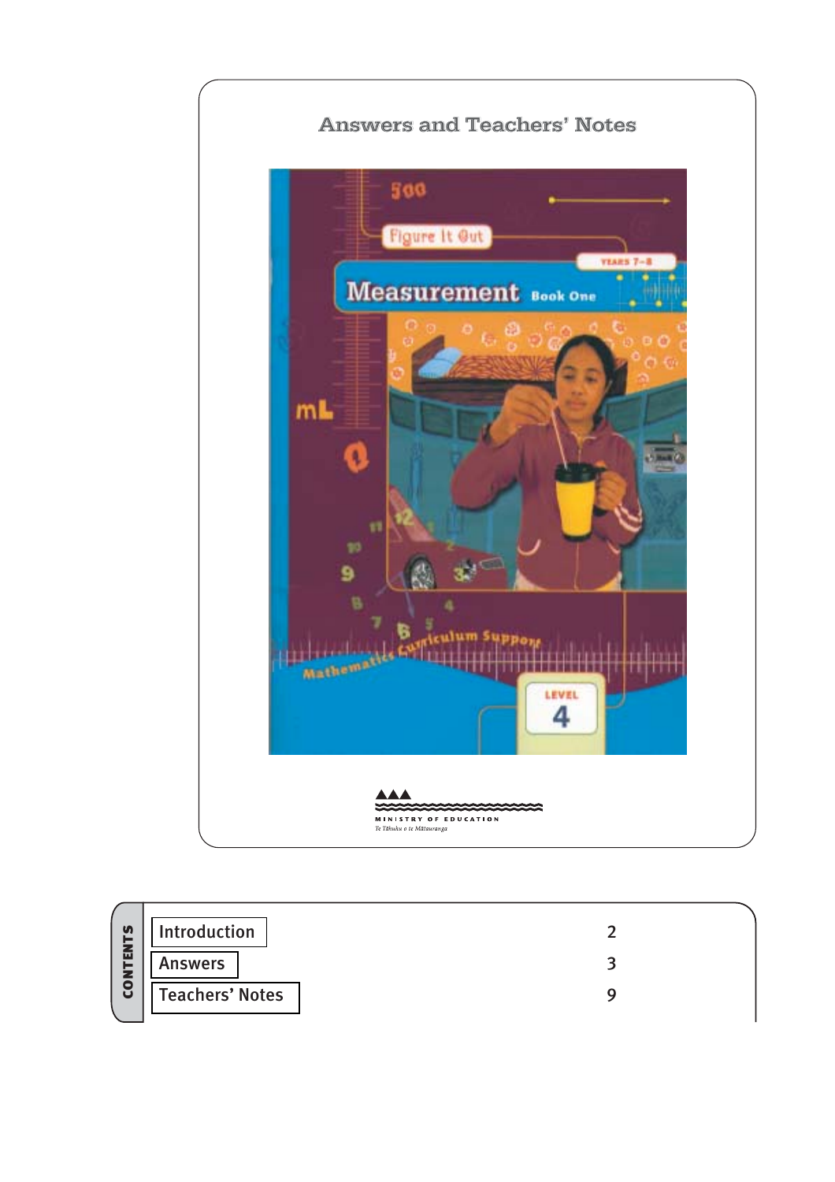# Answers and Teachers' Notes

Figure It Out

YEARS 7–8

Measurement Book One

Mathematics Curriculum Support

LEVEL 4

MINISTRY OF EDUCATION

*Te Tāhuhu o te Mātauranga*

## CONTENTS

| | |
|---|---|
| Introduction | 2 |
| Answers | 3 |
| Teachers' Notes | 9 |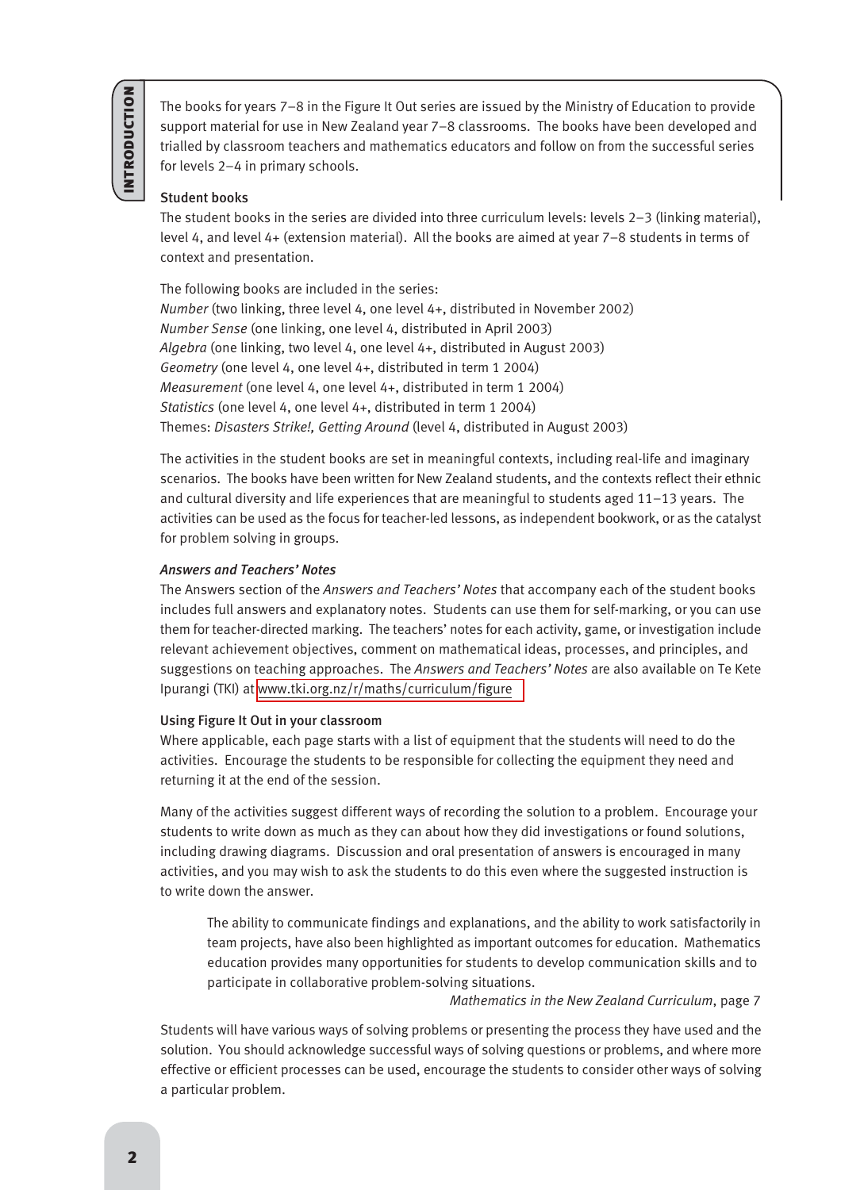# INTRODUCTION

The books for years 7–8 in the Figure It Out series are issued by the Ministry of Education to provide support material for use in New Zealand year 7–8 classrooms. The books have been developed and trialled by classroom teachers and mathematics educators and follow on from the successful series for levels 2–4 in primary schools.

### Student books

The student books in the series are divided into three curriculum levels: levels 2–3 (linking material), level 4, and level 4+ (extension material). All the books are aimed at year 7–8 students in terms of context and presentation.

The following books are included in the series:
*Number* (two linking, three level 4, one level 4+, distributed in November 2002)
*Number Sense* (one linking, one level 4, distributed in April 2003)
*Algebra* (one linking, two level 4, one level 4+, distributed in August 2003)
*Geometry* (one level 4, one level 4+, distributed in term 1 2004)
*Measurement* (one level 4, one level 4+, distributed in term 1 2004)
*Statistics* (one level 4, one level 4+, distributed in term 1 2004)
Themes: *Disasters Strike!, Getting Around* (level 4, distributed in August 2003)

The activities in the student books are set in meaningful contexts, including real-life and imaginary scenarios. The books have been written for New Zealand students, and the contexts reflect their ethnic and cultural diversity and life experiences that are meaningful to students aged 11–13 years. The activities can be used as the focus for teacher-led lessons, as independent bookwork, or as the catalyst for problem solving in groups.

### *Answers and Teachers' Notes*

The Answers section of the *Answers and Teachers' Notes* that accompany each of the student books includes full answers and explanatory notes. Students can use them for self-marking, or you can use them for teacher-directed marking. The teachers' notes for each activity, game, or investigation include relevant achievement objectives, comment on mathematical ideas, processes, and principles, and suggestions on teaching approaches. The *Answers and Teachers' Notes* are also available on Te Kete Ipurangi (TKI) at www.tki.org.nz/r/maths/curriculum/figure

### Using Figure It Out in your classroom

Where applicable, each page starts with a list of equipment that the students will need to do the activities. Encourage the students to be responsible for collecting the equipment they need and returning it at the end of the session.

Many of the activities suggest different ways of recording the solution to a problem. Encourage your students to write down as much as they can about how they did investigations or found solutions, including drawing diagrams. Discussion and oral presentation of answers is encouraged in many activities, and you may wish to ask the students to do this even where the suggested instruction is to write down the answer.

> The ability to communicate findings and explanations, and the ability to work satisfactorily in team projects, have also been highlighted as important outcomes for education. Mathematics education provides many opportunities for students to develop communication skills and to participate in collaborative problem-solving situations.
>
> *Mathematics in the New Zealand Curriculum*, page 7

Students will have various ways of solving problems or presenting the process they have used and the solution. You should acknowledge successful ways of solving questions or problems, and where more effective or efficient processes can be used, encourage the students to consider other ways of solving a particular problem.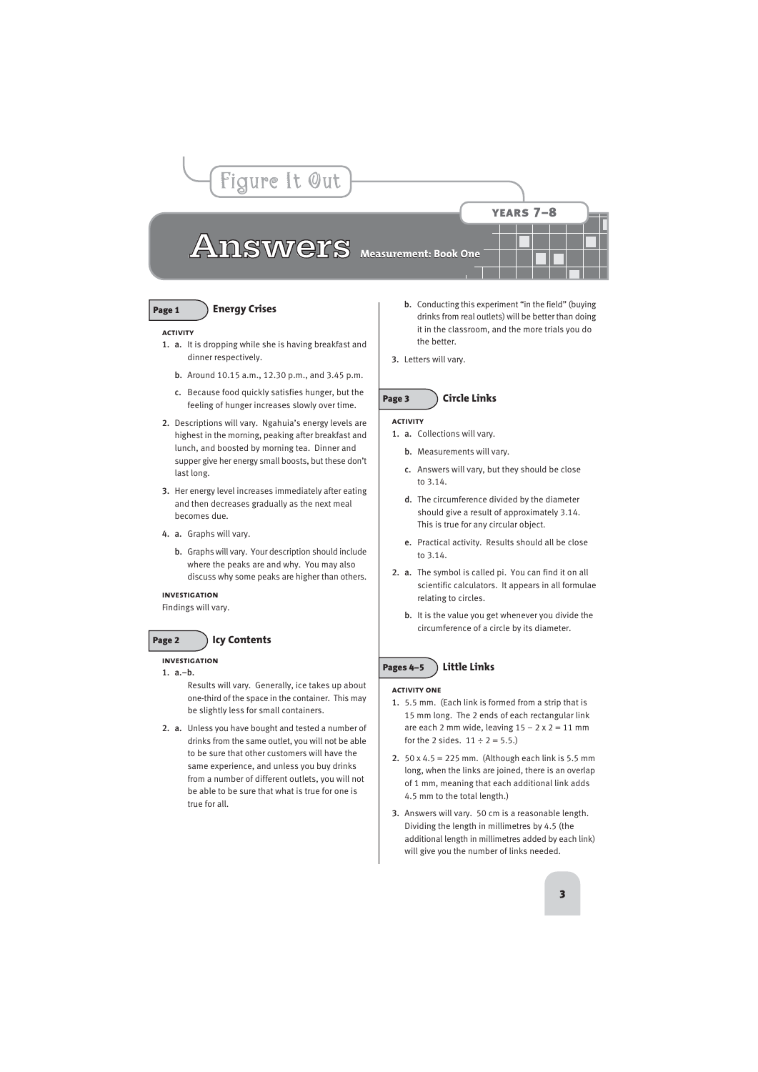# Answers

## Measurement: Book One

### Page 1 Energy Crises

**ACTIVITY**

1. **a.** It is dropping while she is having breakfast and dinner respectively.

   **b.** Around 10.15 a.m., 12.30 p.m., and 3.45 p.m.

   **c.** Because food quickly satisfies hunger, but the feeling of hunger increases slowly over time.

2. Descriptions will vary. Ngahuia's energy levels are highest in the morning, peaking after breakfast and lunch, and boosted by morning tea. Dinner and supper give her energy small boosts, but these don't last long.

3. Her energy level increases immediately after eating and then decreases gradually as the next meal becomes due.

4. **a.** Graphs will vary.

   **b.** Graphs will vary. Your description should include where the peaks are and why. You may also discuss why some peaks are higher than others.

**INVESTIGATION**

Findings will vary.

### Page 2 Icy Contents

**INVESTIGATION**

1. **a.–b.**

   Results will vary. Generally, ice takes up about one-third of the space in the container. This may be slightly less for small containers.

2. **a.** Unless you have bought and tested a number of drinks from the same outlet, you will not be able to be sure that other customers will have the same experience, and unless you buy drinks from a number of different outlets, you will not be able to be sure that what is true for one is true for all.

   **b.** Conducting this experiment "in the field" (buying drinks from real outlets) will be better than doing it in the classroom, and the more trials you do the better.

3. Letters will vary.

### Page 3 Circle Links

**ACTIVITY**

1. **a.** Collections will vary.

   **b.** Measurements will vary.

   **c.** Answers will vary, but they should be close to 3.14.

   **d.** The circumference divided by the diameter should give a result of approximately 3.14. This is true for any circular object.

   **e.** Practical activity. Results should all be close to 3.14.

2. **a.** The symbol is called pi. You can find it on all scientific calculators. It appears in all formulae relating to circles.

   **b.** It is the value you get whenever you divide the circumference of a circle by its diameter.

### Pages 4–5 Little Links

**ACTIVITY ONE**

1. 5.5 mm. (Each link is formed from a strip that is 15 mm long. The 2 ends of each rectangular link are each 2 mm wide, leaving $15 - 2 \times 2 = 11$ mm for the 2 sides. $11 \div 2 = 5.5$.)

2. $50 \times 4.5 = 225$ mm. (Although each link is 5.5 mm long, when the links are joined, there is an overlap of 1 mm, meaning that each additional link adds 4.5 mm to the total length.)

3. Answers will vary. 50 cm is a reasonable length. Dividing the length in millimetres by 4.5 (the additional length in millimetres added by each link) will give you the number of links needed.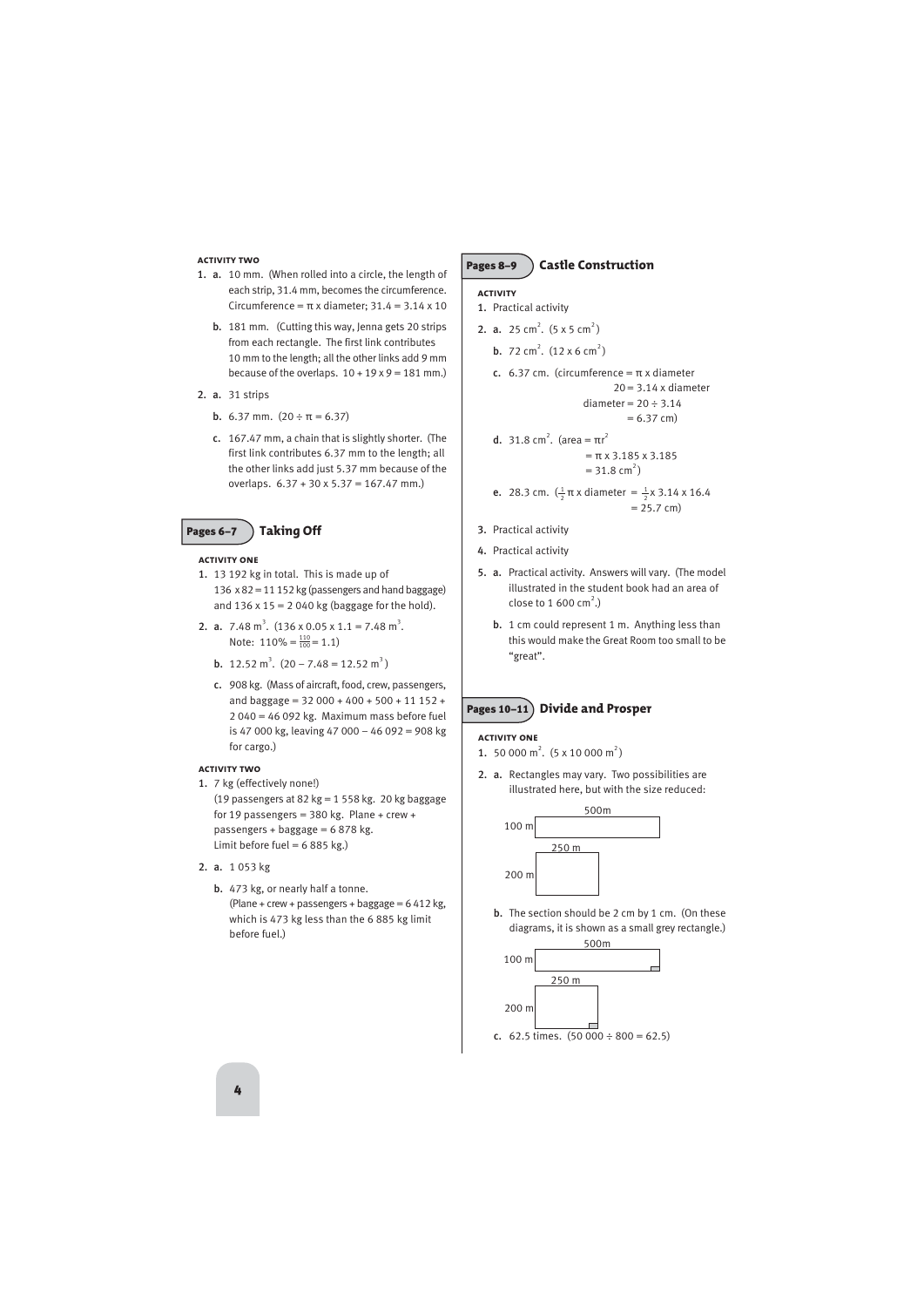#### ACTIVITY TWO

1. **a.** 10 mm. (When rolled into a circle, the length of each strip, 31.4 mm, becomes the circumference. Circumference = π x diameter; 31.4 = 3.14 x 10

   **b.** 181 mm. (Cutting this way, Jenna gets 20 strips from each rectangle. The first link contributes 10 mm to the length; all the other links add 9 mm because of the overlaps. 10 + 19 x 9 = 181 mm.)

2. **a.** 31 strips

   **b.** 6.37 mm. (20 ÷ π = 6.37)

   **c.** 167.47 mm, a chain that is slightly shorter. (The first link contributes 6.37 mm to the length; all the other links add just 5.37 mm because of the overlaps. 6.37 + 30 x 5.37 = 167.47 mm.)

## Pages 6–7 Taking Off

#### ACTIVITY ONE

1. 13 192 kg in total. This is made up of 136 x 82 = 11 152 kg (passengers and hand baggage) and 136 x 15 = 2 040 kg (baggage for the hold).

2. **a.** 7.48 $m^3$. (136 x 0.05 x 1.1 = 7.48 $m^3$. Note: 110% = $\frac{110}{100}$ = 1.1)

   **b.** 12.52 $m^3$. (20 – 7.48 = 12.52 $m^3$)

   **c.** 908 kg. (Mass of aircraft, food, crew, passengers, and baggage = 32 000 + 400 + 500 + 11 152 + 2 040 = 46 092 kg. Maximum mass before fuel is 47 000 kg, leaving 47 000 – 46 092 = 908 kg for cargo.)

#### ACTIVITY TWO

1. 7 kg (effectively none!)
   (19 passengers at 82 kg = 1 558 kg. 20 kg baggage for 19 passengers = 380 kg. Plane + crew + passengers + baggage = 6 878 kg.
   Limit before fuel = 6 885 kg.)

2. **a.** 1 053 kg

   **b.** 473 kg, or nearly half a tonne.
   (Plane + crew + passengers + baggage = 6 412 kg, which is 473 kg less than the 6 885 kg limit before fuel.)

## Pages 8–9 Castle Construction

#### ACTIVITY

1. Practical activity

2. **a.** 25 $cm^2$. (5 x 5 $cm^2$)

   **b.** 72 $cm^2$. (12 x 6 $cm^2$)

   **c.** 6.37 cm. (circumference = π x diameter
   20 = 3.14 x diameter
   diameter = 20 ÷ 3.14
   = 6.37 cm)

   **d.** 31.8 $cm^2$. (area = $\pi r^2$
   = π x 3.185 x 3.185
   = 31.8 $cm^2$)

   **e.** 28.3 cm. ($\frac{1}{2}$ π x diameter = $\frac{1}{2}$ x 3.14 x 16.4
   = 25.7 cm)

3. Practical activity

4. Practical activity

5. **a.** Practical activity. Answers will vary. (The model illustrated in the student book had an area of close to 1 600 $cm^2$.)

   **b.** 1 cm could represent 1 m. Anything less than this would make the Great Room too small to be "great".

## Pages 10–11 Divide and Prosper

#### ACTIVITY ONE

1. 50 000 $m^2$. (5 x 10 000 $m^2$)

2. **a.** Rectangles may vary. Two possibilities are illustrated here, but with the size reduced:

   500m; 100 m
   250 m; 200 m

   **b.** The section should be 2 cm by 1 cm. (On these diagrams, it is shown as a small grey rectangle.)

   500m; 100 m
   250 m; 200 m

   **c.** 62.5 times. (50 000 ÷ 800 = 62.5)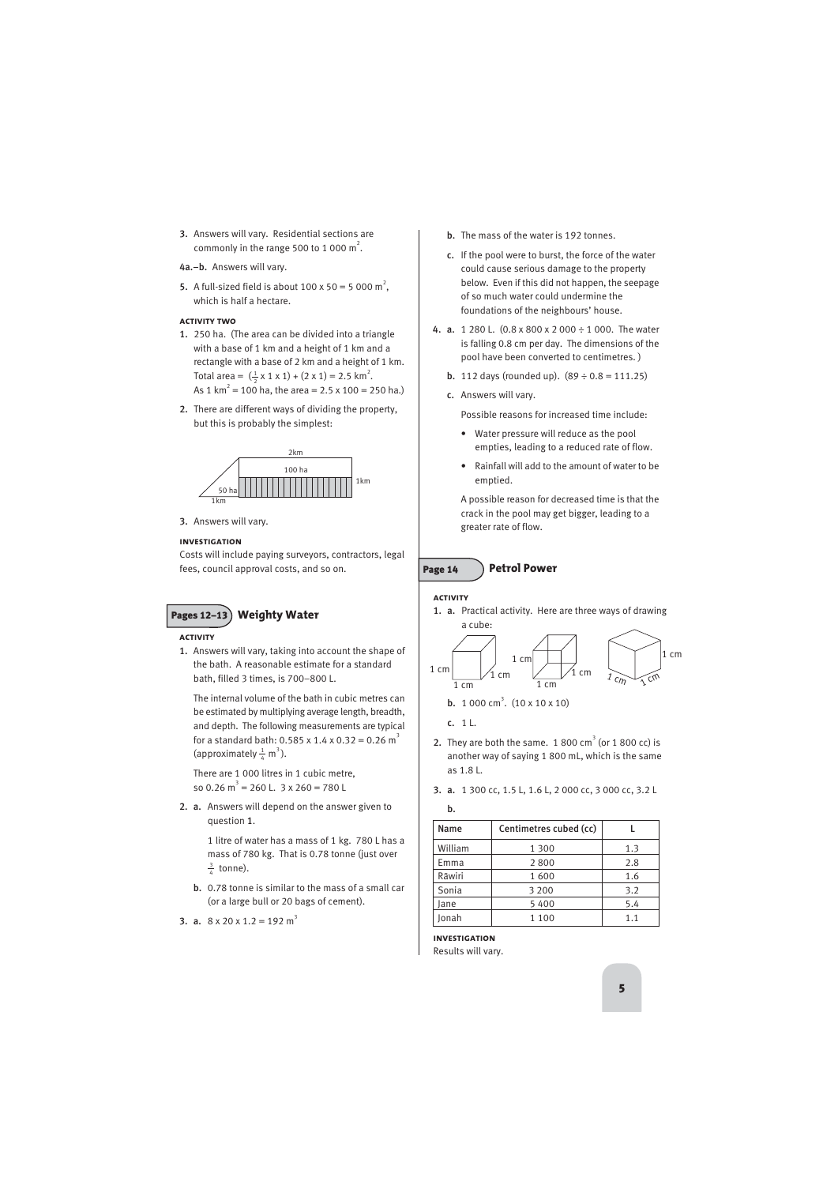3. Answers will vary. Residential sections are commonly in the range 500 to 1 000 $m^2$.

4a.–b. Answers will vary.

5. A full-sized field is about 100 x 50 = 5 000 $m^2$, which is half a hectare.

#### ACTIVITY TWO

1. 250 ha. (The area can be divided into a triangle with a base of 1 km and a height of 1 km and a rectangle with a base of 2 km and a height of 1 km. Total area = $(\frac{1}{2} \times 1 \times 1) + (2 \times 1) = 2.5$ $km^2$. As 1 $km^2$ = 100 ha, the area = 2.5 x 100 = 250 ha.)

2. There are different ways of dividing the property, but this is probably the simplest:

   2km | 100 ha | 1km | 50 ha | 1km

3. Answers will vary.

#### INVESTIGATION

Costs will include paying surveyors, contractors, legal fees, council approval costs, and so on.

## Pages 12–13 Weighty Water

#### ACTIVITY

1. Answers will vary, taking into account the shape of the bath. A reasonable estimate for a standard bath, filled 3 times, is 700–800 L.

   The internal volume of the bath in cubic metres can be estimated by multiplying average length, breadth, and depth. The following measurements are typical for a standard bath: 0.585 x 1.4 x 0.32 = 0.26 $m^3$ (approximately $\frac{1}{4}$ $m^3$).

   There are 1 000 litres in 1 cubic metre, so 0.26 $m^3$ = 260 L. 3 x 260 = 780 L

2. a. Answers will depend on the answer given to question 1.

   1 litre of water has a mass of 1 kg. 780 L has a mass of 780 kg. That is 0.78 tonne (just over $\frac{3}{4}$ tonne).

   b. 0.78 tonne is similar to the mass of a small car (or a large bull or 20 bags of cement).

3. a. 8 x 20 x 1.2 = 192 $m^3$

   b. The mass of the water is 192 tonnes.

   c. If the pool were to burst, the force of the water could cause serious damage to the property below. Even if this did not happen, the seepage of so much water could undermine the foundations of the neighbours' house.

4. a. 1 280 L. (0.8 x 800 x 2 000 ÷ 1 000. The water is falling 0.8 cm per day. The dimensions of the pool have been converted to centimetres. )

   b. 112 days (rounded up). (89 ÷ 0.8 = 111.25)

   c. Answers will vary.

   Possible reasons for increased time include:

   - Water pressure will reduce as the pool empties, leading to a reduced rate of flow.
   - Rainfall will add to the amount of water to be emptied.

   A possible reason for decreased time is that the crack in the pool may get bigger, leading to a greater rate of flow.

## Page 14 Petrol Power

#### ACTIVITY

1. a. Practical activity. Here are three ways of drawing a cube:

   (Three cube drawings, each labelled 1 cm on the edges)

   b. 1 000 $cm^3$. (10 x 10 x 10)

   c. 1 L.

2. They are both the same. 1 800 $cm^3$ (or 1 800 cc) is another way of saying 1 800 mL, which is the same as 1.8 L.

3. a. 1 300 cc, 1.5 L, 1.6 L, 2 000 cc, 3 000 cc, 3.2 L

   b.

| Name | Centimetres cubed (cc) | L |
|---|---|---|
| William | 1 300 | 1.3 |
| Emma | 2 800 | 2.8 |
| Rāwiri | 1 600 | 1.6 |
| Sonia | 3 200 | 3.2 |
| Jane | 5 400 | 5.4 |
| Jonah | 1 100 | 1.1 |

#### INVESTIGATION

Results will vary.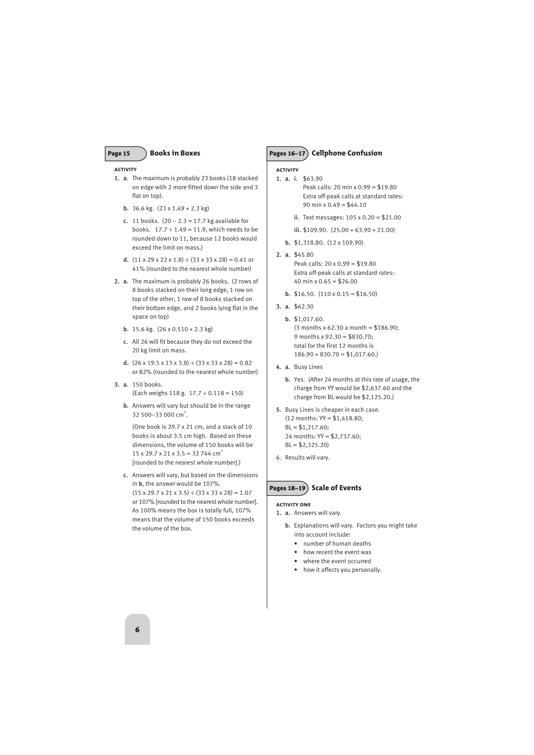## Page 15 Books in Boxes

**ACTIVITY**

1. **a.** The maximum is probably 23 books (18 stacked on edge with 2 more fitted down the side and 3 flat on top).

   **b.** 36.6 kg. (23 x 1.49 + 2.3 kg)

   **c.** 11 books. (20 – 2.3 = 17.7 kg available for books. 17.7 ÷ 1.49 = 11.9, which needs to be rounded down to 11, because 12 books would exceed the limit on mass.)

   **d.** (11 x 29 x 22 x 1.8) ÷ (33 x 33 x 28) = 0.41 or 41% (rounded to the nearest whole number)

2. **a.** The maximum is probably 26 books. (2 rows of 8 books stacked on their long edge, 1 row on top of the other, 1 row of 8 books stacked on their bottom edge, and 2 books lying flat in the space on top)

   **b.** 15.6 kg. (26 x 0.510 + 2.3 kg)

   **c.** All 26 will fit because they do not exceed the 20 kg limit on mass.

   **d.** (26 x 19.5 x 13 x 3.8) ÷ (33 x 33 x 28) = 0.82 or 82% (rounded to the nearest whole number)

3. **a.** 150 books.
   (Each weighs 118 g. 17.7 ÷ 0.118 = 150)

   **b.** Answers will vary but should be in the range 32 500–33 000 $cm^3$.

   (One book is 29.7 x 21 cm, and a stack of 10 books is about 3.5 cm high. Based on these dimensions, the volume of 150 books will be 15 x 29.7 x 21 x 3.5 = 32 744 $cm^3$ [rounded to the nearest whole number].)

   **c.** Answers will vary, but based on the dimensions in **b**, the answer would be 107%.
   (15 x 29.7 x 21 x 3.5) ÷ (33 x 33 x 28) = 1.07 or 107% [rounded to the nearest whole number]. As 100% means the box is totally full, 107% means that the volume of 150 books exceeds the volume of the box.

## Pages 16–17 Cellphone Confusion

**ACTIVITY**

1. **a.** **i.** $63.90
   Peak calls: 20 min x 0.99 = $19.80
   Extra off-peak calls at standard rates:
   90 min x 0.49 = $44.10

   **ii.** Text messages: 105 x 0.20 = $21.00

   **iii.** $109.90. (25.00 + 63.90 + 21.00)

   **b.** $1,318.80. (12 x 109.90)

2. **a.** $45.80
   Peak calls: 20 x 0.99 = $19.80
   Extra off-peak calls at standard rates:
   40 min x 0.65 = $26.00

   **b.** $16.50. (110 x 0.15 = $16.50)

3. **a.** $62.30

   **b.** $1,017.60.
   (3 months x 62.30 a month = $186.90;
   9 months x 92.30 = $830.70;
   total for the first 12 months is
   186.90 + 830.70 = $1,017.60.)

4. **a.** Busy Lines

   **b.** Yes. (After 24 months at this rate of usage, the charge from YY would be $2,637.60 and the charge from BL would be $2,125.20.)

5. Busy Lines is cheaper in each case.
   (12 months: YY = $1,418.80;
   BL = $1,217.60;
   24 months: YY = $2,737.60;
   BL = $2,325.20)

6. Results will vary.

## Pages 18–19 Scale of Events

**ACTIVITY ONE**

1. **a.** Answers will vary.

   **b.** Explanations will vary. Factors you might take into account include:
   - number of human deaths
   - how recent the event was
   - where the event occurred
   - how it affects you personally.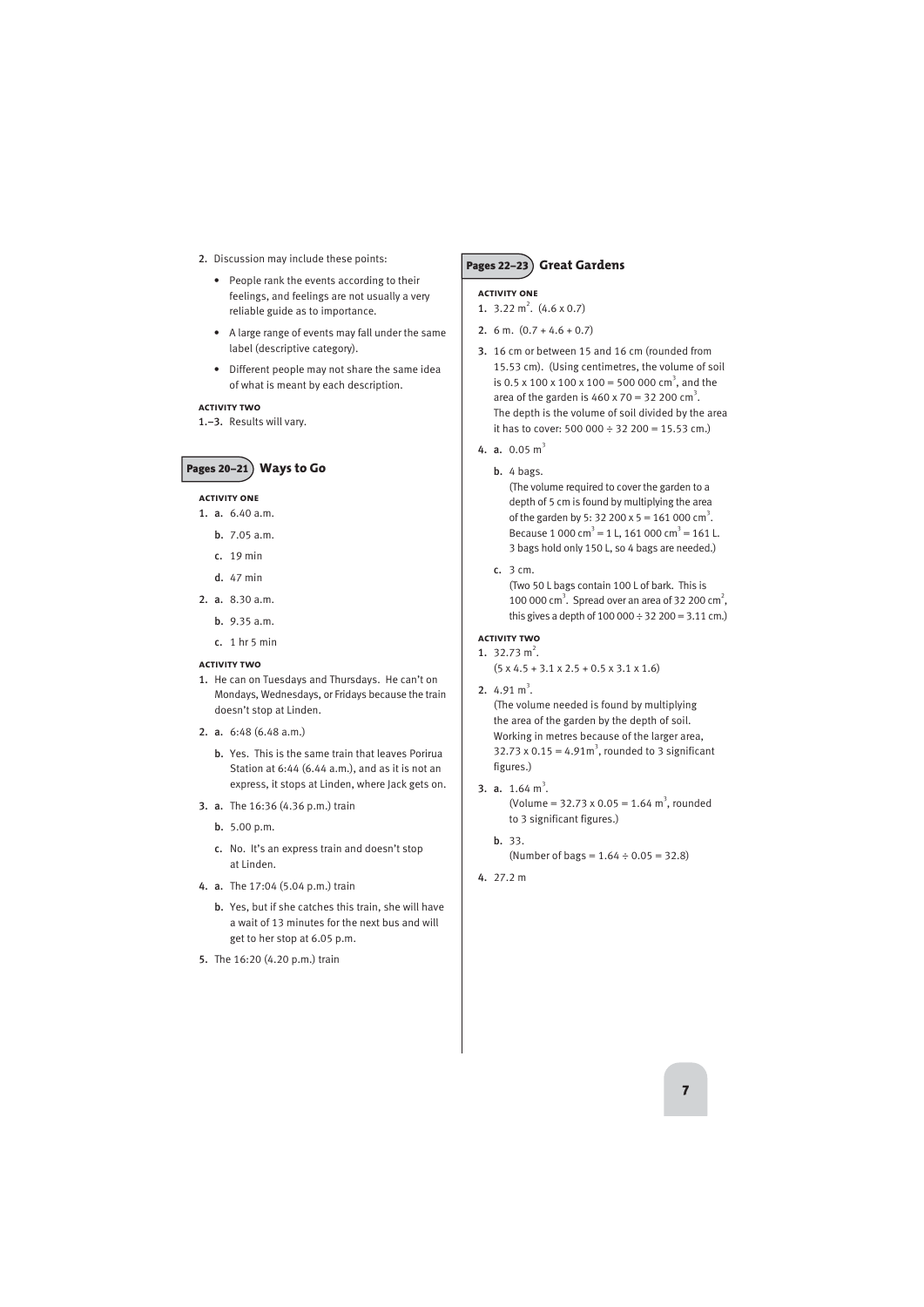2. Discussion may include these points:

   - People rank the events according to their feelings, and feelings are not usually a very reliable guide as to importance.
   - A large range of events may fall under the same label (descriptive category).
   - Different people may not share the same idea of what is meant by each description.

**ACTIVITY TWO**

1.–3. Results will vary.

## Pages 20–21 Ways to Go

**ACTIVITY ONE**

1. a. 6.40 a.m.
   b. 7.05 a.m.
   c. 19 min
   d. 47 min
2. a. 8.30 a.m.
   b. 9.35 a.m.
   c. 1 hr 5 min

**ACTIVITY TWO**

1. He can on Tuesdays and Thursdays. He can't on Mondays, Wednesdays, or Fridays because the train doesn't stop at Linden.
2. a. 6:48 (6.48 a.m.)
   b. Yes. This is the same train that leaves Porirua Station at 6:44 (6.44 a.m.), and as it is not an express, it stops at Linden, where Jack gets on.
3. a. The 16:36 (4.36 p.m.) train
   b. 5.00 p.m.
   c. No. It's an express train and doesn't stop at Linden.
4. a. The 17:04 (5.04 p.m.) train
   b. Yes, but if she catches this train, she will have a wait of 13 minutes for the next bus and will get to her stop at 6.05 p.m.
5. The 16:20 (4.20 p.m.) train

## Pages 22–23 Great Gardens

**ACTIVITY ONE**

1. $3.22 \text{ m}^2$. $(4.6 \times 0.7)$
2. 6 m. $(0.7 + 4.6 + 0.7)$
3. 16 cm or between 15 and 16 cm (rounded from 15.53 cm). (Using centimetres, the volume of soil is $0.5 \times 100 \times 100 \times 100 = 500\,000 \text{ cm}^3$, and the area of the garden is $460 \times 70 = 32\,200 \text{ cm}^3$. The depth is the volume of soil divided by the area it has to cover: $500\,000 \div 32\,200 = 15.53$ cm.)
4. a. $0.05 \text{ m}^3$
   b. 4 bags.
   (The volume required to cover the garden to a depth of 5 cm is found by multiplying the area of the garden by 5: $32\,200 \times 5 = 161\,000 \text{ cm}^3$. Because $1\,000 \text{ cm}^3 = 1$ L, $161\,000 \text{ cm}^3 = 161$ L. 3 bags hold only 150 L, so 4 bags are needed.)
   c. 3 cm.
   (Two 50 L bags contain 100 L of bark. This is $100\,000 \text{ cm}^3$. Spread over an area of $32\,200 \text{ cm}^2$, this gives a depth of $100\,000 \div 32\,200 = 3.11$ cm.)

**ACTIVITY TWO**

1. $32.73 \text{ m}^2$.
   $(5 \times 4.5 + 3.1 \times 2.5 + 0.5 \times 3.1 \times 1.6)$
2. $4.91 \text{ m}^3$.
   (The volume needed is found by multiplying the area of the garden by the depth of soil. Working in metres because of the larger area, $32.73 \times 0.15 = 4.91 \text{m}^3$, rounded to 3 significant figures.)
3. a. $1.64 \text{ m}^3$.
   (Volume $= 32.73 \times 0.05 = 1.64 \text{ m}^3$, rounded to 3 significant figures.)
   b. 33.
   (Number of bags $= 1.64 \div 0.05 = 32.8$)
4. 27.2 m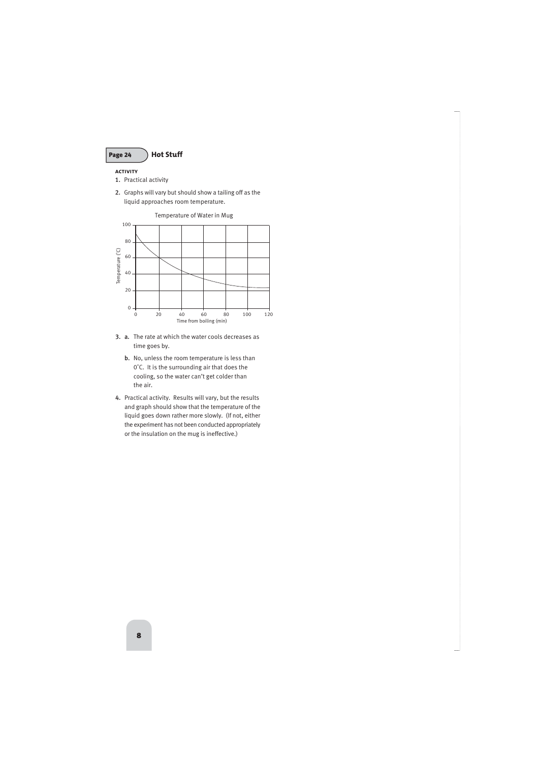## Page 24 Hot Stuff

**ACTIVITY**

1. Practical activity
2. Graphs will vary but should show a tailing off as the liquid approaches room temperature.

Temperature of Water in Mug

3. **a.** The rate at which the water cools decreases as time goes by.

   **b.** No, unless the room temperature is less than 0˚C. It is the surrounding air that does the cooling, so the water can't get colder than the air.

4. Practical activity. Results will vary, but the results and graph should show that the temperature of the liquid goes down rather more slowly. (If not, either the experiment has not been conducted appropriately or the insulation on the mug is ineffective.)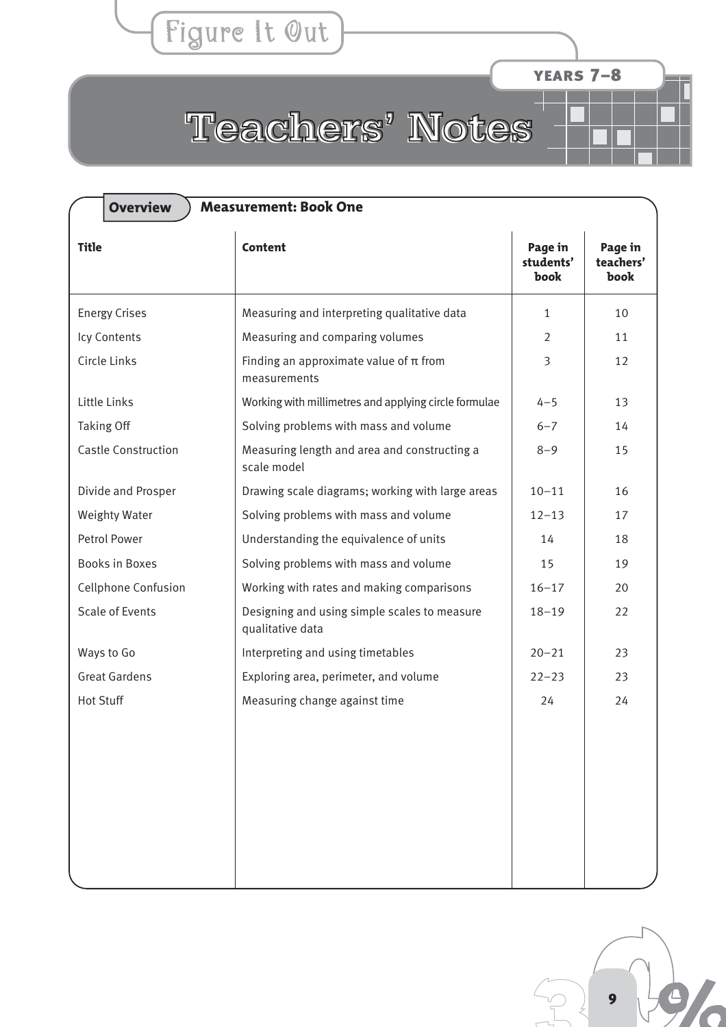Figure It Out

YEARS 7–8

# Teachers' Notes

## Overview — Measurement: Book One

| Title | Content | Page in students' book | Page in teachers' book |
|---|---|---|---|
| Energy Crises | Measuring and interpreting qualitative data | 1 | 10 |
| Icy Contents | Measuring and comparing volumes | 2 | 11 |
| Circle Links | Finding an approximate value of π from measurements | 3 | 12 |
| Little Links | Working with millimetres and applying circle formulae | 4–5 | 13 |
| Taking Off | Solving problems with mass and volume | 6–7 | 14 |
| Castle Construction | Measuring length and area and constructing a scale model | 8–9 | 15 |
| Divide and Prosper | Drawing scale diagrams; working with large areas | 10–11 | 16 |
| Weighty Water | Solving problems with mass and volume | 12–13 | 17 |
| Petrol Power | Understanding the equivalence of units | 14 | 18 |
| Books in Boxes | Solving problems with mass and volume | 15 | 19 |
| Cellphone Confusion | Working with rates and making comparisons | 16–17 | 20 |
| Scale of Events | Designing and using simple scales to measure qualitative data | 18–19 | 22 |
| Ways to Go | Interpreting and using timetables | 20–21 | 23 |
| Great Gardens | Exploring area, perimeter, and volume | 22–23 | 23 |
| Hot Stuff | Measuring change against time | 24 | 24 |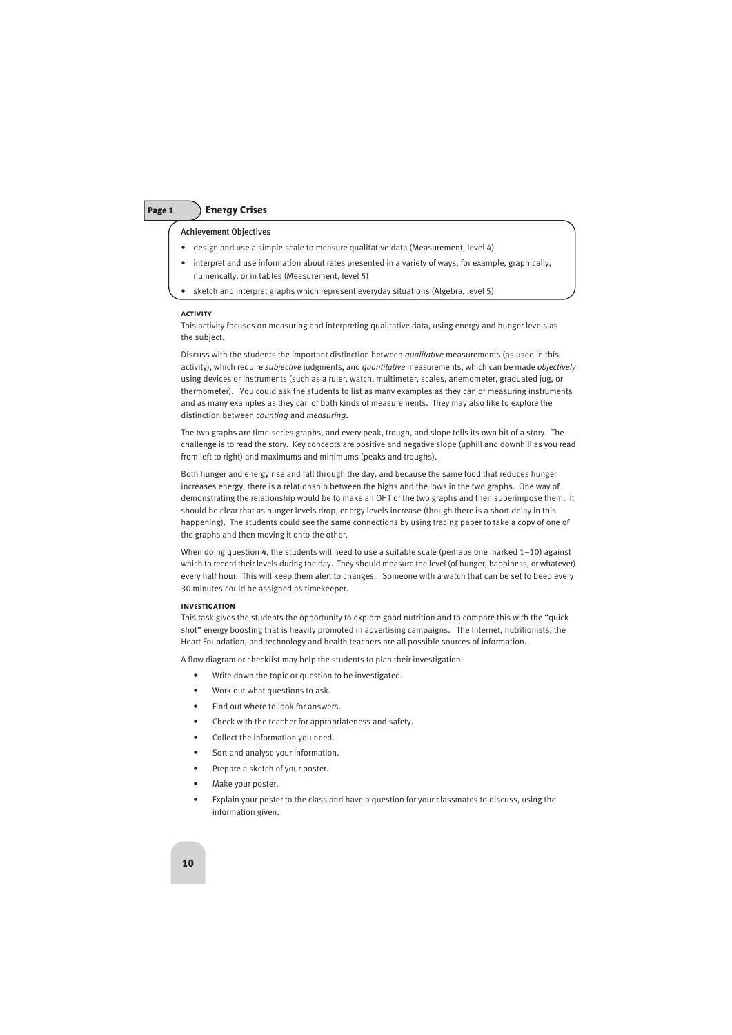## Page 1 Energy Crises

**Achievement Objectives**

- design and use a simple scale to measure qualitative data (Measurement, level 4)
- interpret and use information about rates presented in a variety of ways, for example, graphically, numerically, or in tables (Measurement, level 5)
- sketch and interpret graphs which represent everyday situations (Algebra, level 5)

### ACTIVITY

This activity focuses on measuring and interpreting qualitative data, using energy and hunger levels as the subject.

Discuss with the students the important distinction between *qualitative* measurements (as used in this activity), which require *subjective* judgments, and *quantitative* measurements, which can be made *objectively* using devices or instruments (such as a ruler, watch, multimeter, scales, anemometer, graduated jug, or thermometer). You could ask the students to list as many examples as they can of measuring instruments and as many examples as they can of both kinds of measurements. They may also like to explore the distinction between *counting* and *measuring*.

The two graphs are time-series graphs, and every peak, trough, and slope tells its own bit of a story. The challenge is to read the story. Key concepts are positive and negative slope (uphill and downhill as you read from left to right) and maximums and minimums (peaks and troughs).

Both hunger and energy rise and fall through the day, and because the same food that reduces hunger increases energy, there is a relationship between the highs and the lows in the two graphs. One way of demonstrating the relationship would be to make an OHT of the two graphs and then superimpose them. It should be clear that as hunger levels drop, energy levels increase (though there is a short delay in this happening). The students could see the same connections by using tracing paper to take a copy of one of the graphs and then moving it onto the other.

When doing question 4, the students will need to use a suitable scale (perhaps one marked 1–10) against which to record their levels during the day. They should measure the level (of hunger, happiness, or whatever) every half hour. This will keep them alert to changes. Someone with a watch that can be set to beep every 30 minutes could be assigned as timekeeper.

### INVESTIGATION

This task gives the students the opportunity to explore good nutrition and to compare this with the "quick shot" energy boosting that is heavily promoted in advertising campaigns. The Internet, nutritionists, the Heart Foundation, and technology and health teachers are all possible sources of information.

A flow diagram or checklist may help the students to plan their investigation:

- Write down the topic or question to be investigated.
- Work out what questions to ask.
- Find out where to look for answers.
- Check with the teacher for appropriateness and safety.
- Collect the information you need.
- Sort and analyse your information.
- Prepare a sketch of your poster.
- Make your poster.
- Explain your poster to the class and have a question for your classmates to discuss, using the information given.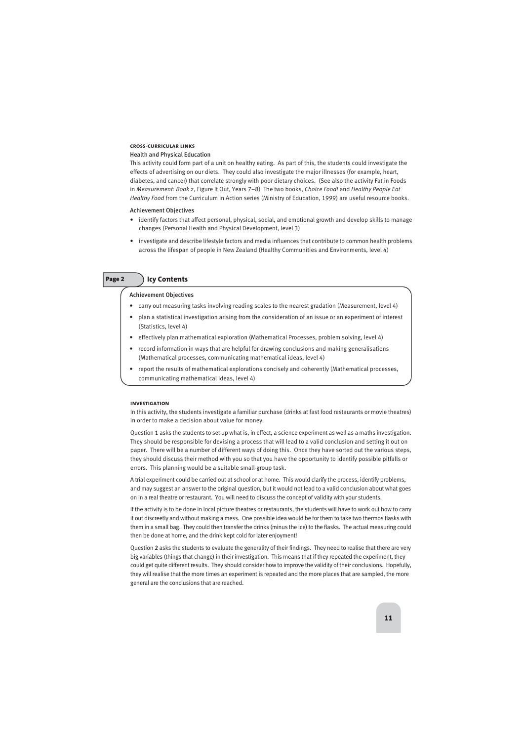#### cross-curricular links

Health and Physical Education

This activity could form part of a unit on healthy eating. As part of this, the students could investigate the effects of advertising on our diets. They could also investigate the major illnesses (for example, heart, diabetes, and cancer) that correlate strongly with poor dietary choices. (See also the activity Fat in Foods in *Measurement: Book 2*, Figure It Out, Years 7–8) The two books, *Choice Food!* and *Healthy People Eat Healthy Food* from the Curriculum in Action series (Ministry of Education, 1999) are useful resource books.

Achievement Objectives

- identify factors that affect personal, physical, social, and emotional growth and develop skills to manage changes (Personal Health and Physical Development, level 3)
- investigate and describe lifestyle factors and media influences that contribute to common health problems across the lifespan of people in New Zealand (Healthy Communities and Environments, level 4)

## Page 2 Icy Contents

Achievement Objectives

- carry out measuring tasks involving reading scales to the nearest gradation (Measurement, level 4)
- plan a statistical investigation arising from the consideration of an issue or an experiment of interest (Statistics, level 4)
- effectively plan mathematical exploration (Mathematical Processes, problem solving, level 4)
- record information in ways that are helpful for drawing conclusions and making generalisations (Mathematical processes, communicating mathematical ideas, level 4)
- report the results of mathematical explorations concisely and coherently (Mathematical processes, communicating mathematical ideas, level 4)

#### investigation

In this activity, the students investigate a familiar purchase (drinks at fast food restaurants or movie theatres) in order to make a decision about value for money.

Question **1** asks the students to set up what is, in effect, a science experiment as well as a maths investigation. They should be responsible for devising a process that will lead to a valid conclusion and setting it out on paper. There will be a number of different ways of doing this. Once they have sorted out the various steps, they should discuss their method with you so that you have the opportunity to identify possible pitfalls or errors. This planning would be a suitable small-group task.

A trial experiment could be carried out at school or at home. This would clarify the process, identify problems, and may suggest an answer to the original question, but it would not lead to a valid conclusion about what goes on in a real theatre or restaurant. You will need to discuss the concept of validity with your students.

If the activity is to be done in local picture theatres or restaurants, the students will have to work out how to carry it out discreetly and without making a mess. One possible idea would be for them to take two thermos flasks with them in a small bag. They could then transfer the drinks (minus the ice) to the flasks. The actual measuring could then be done at home, and the drink kept cold for later enjoyment!

Question **2** asks the students to evaluate the generality of their findings. They need to realise that there are very big variables (things that change) in their investigation. This means that if they repeated the experiment, they could get quite different results. They should consider how to improve the validity of their conclusions. Hopefully, they will realise that the more times an experiment is repeated and the more places that are sampled, the more general are the conclusions that are reached.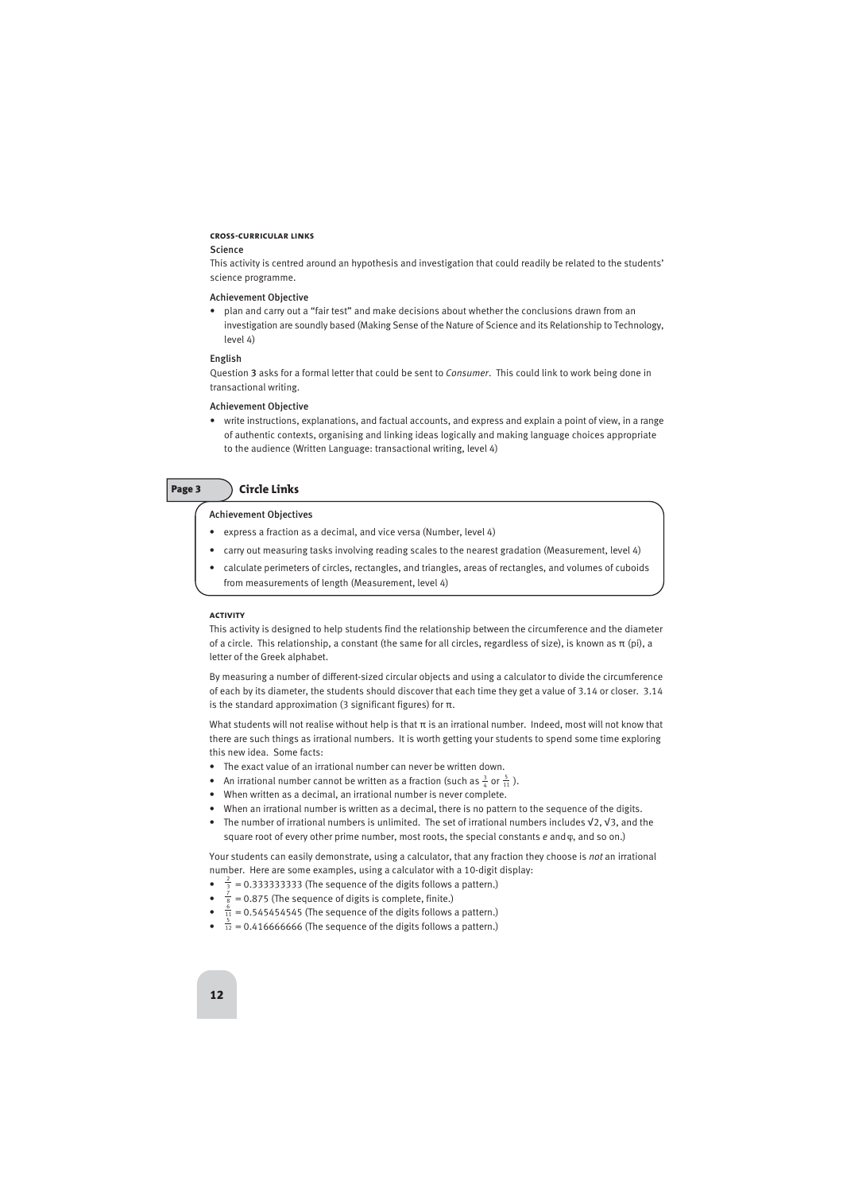#### CROSS-CURRICULAR LINKS

**Science**

This activity is centred around an hypothesis and investigation that could readily be related to the students' science programme.

**Achievement Objective**

- plan and carry out a "fair test" and make decisions about whether the conclusions drawn from an investigation are soundly based (Making Sense of the Nature of Science and its Relationship to Technology, level 4)

**English**

Question 3 asks for a formal letter that could be sent to *Consumer*. This could link to work being done in transactional writing.

**Achievement Objective**

- write instructions, explanations, and factual accounts, and express and explain a point of view, in a range of authentic contexts, organising and linking ideas logically and making language choices appropriate to the audience (Written Language: transactional writing, level 4)

## Page 3 Circle Links

**Achievement Objectives**

- express a fraction as a decimal, and vice versa (Number, level 4)
- carry out measuring tasks involving reading scales to the nearest gradation (Measurement, level 4)
- calculate perimeters of circles, rectangles, and triangles, areas of rectangles, and volumes of cuboids from measurements of length (Measurement, level 4)

#### ACTIVITY

This activity is designed to help students find the relationship between the circumference and the diameter of a circle. This relationship, a constant (the same for all circles, regardless of size), is known as $\pi$ (pi), a letter of the Greek alphabet.

By measuring a number of different-sized circular objects and using a calculator to divide the circumference of each by its diameter, the students should discover that each time they get a value of 3.14 or closer. 3.14 is the standard approximation (3 significant figures) for $\pi$.

What students will not realise without help is that $\pi$ is an irrational number. Indeed, most will not know that there are such things as irrational numbers. It is worth getting your students to spend some time exploring this new idea. Some facts:

- The exact value of an irrational number can never be written down.
- An irrational number cannot be written as a fraction (such as $\frac{3}{4}$ or $\frac{5}{11}$ ).
- When written as a decimal, an irrational number is never complete.
- When an irrational number is written as a decimal, there is no pattern to the sequence of the digits.
- The number of irrational numbers is unlimited. The set of irrational numbers includes $\sqrt{2}$, $\sqrt{3}$, and the square root of every other prime number, most roots, the special constants $e$ and $\varphi$, and so on.)

Your students can easily demonstrate, using a calculator, that any fraction they choose is *not* an irrational number. Here are some examples, using a calculator with a 10-digit display:

- $\frac{1}{3}$ = 0.333333333 (The sequence of the digits follows a pattern.)
- $\frac{7}{8}$ = 0.875 (The sequence of digits is complete, finite.)
- $\frac{6}{11}$ = 0.545454545 (The sequence of the digits follows a pattern.)
- $\frac{5}{12}$ = 0.416666666 (The sequence of the digits follows a pattern.)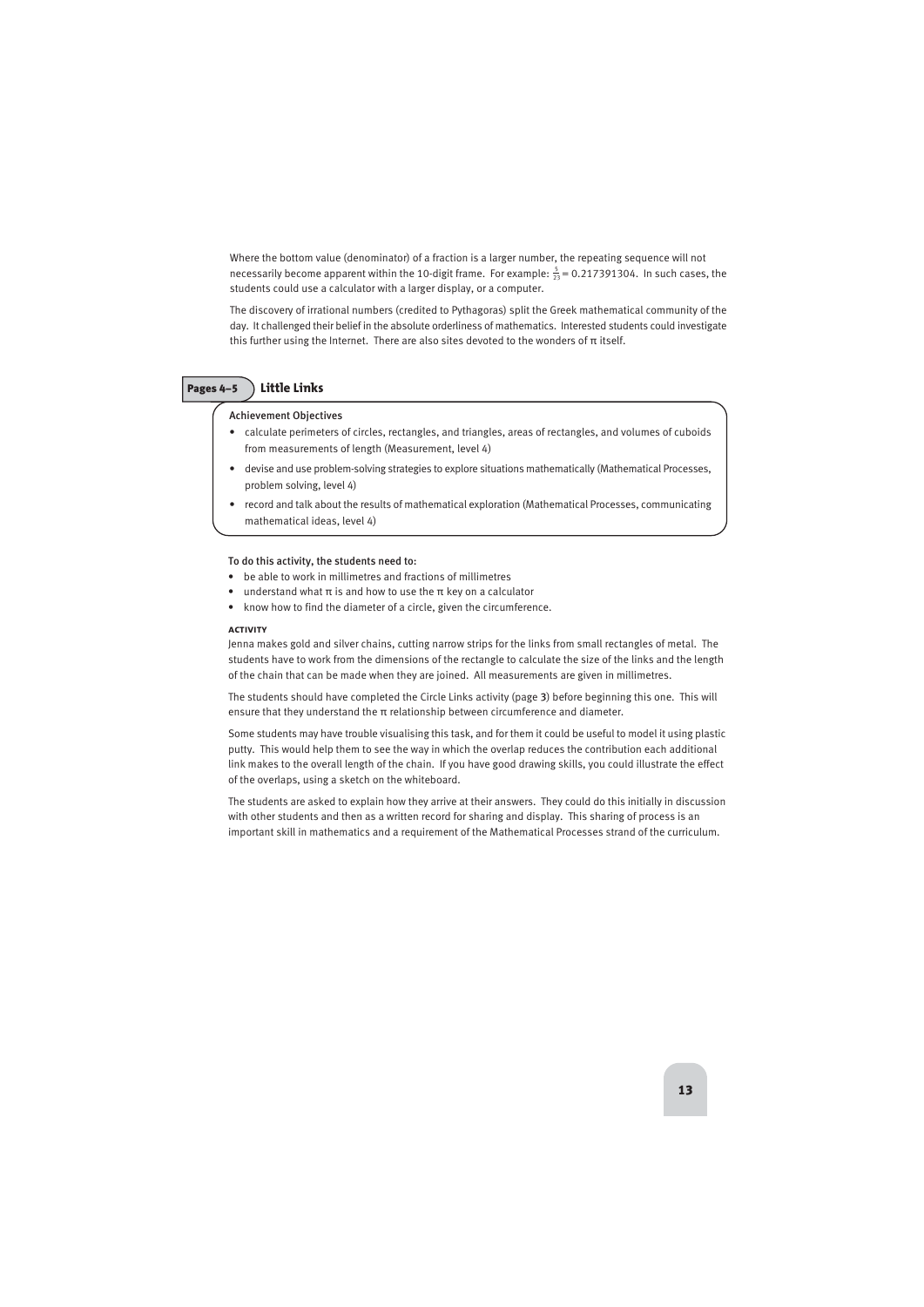Where the bottom value (denominator) of a fraction is a larger number, the repeating sequence will not necessarily become apparent within the 10-digit frame. For example: $\frac{5}{23} = 0.217391304$. In such cases, the students could use a calculator with a larger display, or a computer.

The discovery of irrational numbers (credited to Pythagoras) split the Greek mathematical community of the day. It challenged their belief in the absolute orderliness of mathematics. Interested students could investigate this further using the Internet. There are also sites devoted to the wonders of π itself.

## Pages 4–5 Little Links

**Achievement Objectives**

- calculate perimeters of circles, rectangles, and triangles, areas of rectangles, and volumes of cuboids from measurements of length (Measurement, level 4)
- devise and use problem-solving strategies to explore situations mathematically (Mathematical Processes, problem solving, level 4)
- record and talk about the results of mathematical exploration (Mathematical Processes, communicating mathematical ideas, level 4)

**To do this activity, the students need to:**

- be able to work in millimetres and fractions of millimetres
- understand what π is and how to use the π key on a calculator
- know how to find the diameter of a circle, given the circumference.

### Activity

Jenna makes gold and silver chains, cutting narrow strips for the links from small rectangles of metal. The students have to work from the dimensions of the rectangle to calculate the size of the links and the length of the chain that can be made when they are joined. All measurements are given in millimetres.

The students should have completed the Circle Links activity (page 3) before beginning this one. This will ensure that they understand the π relationship between circumference and diameter.

Some students may have trouble visualising this task, and for them it could be useful to model it using plastic putty. This would help them to see the way in which the overlap reduces the contribution each additional link makes to the overall length of the chain. If you have good drawing skills, you could illustrate the effect of the overlaps, using a sketch on the whiteboard.

The students are asked to explain how they arrive at their answers. They could do this initially in discussion with other students and then as a written record for sharing and display. This sharing of process is an important skill in mathematics and a requirement of the Mathematical Processes strand of the curriculum.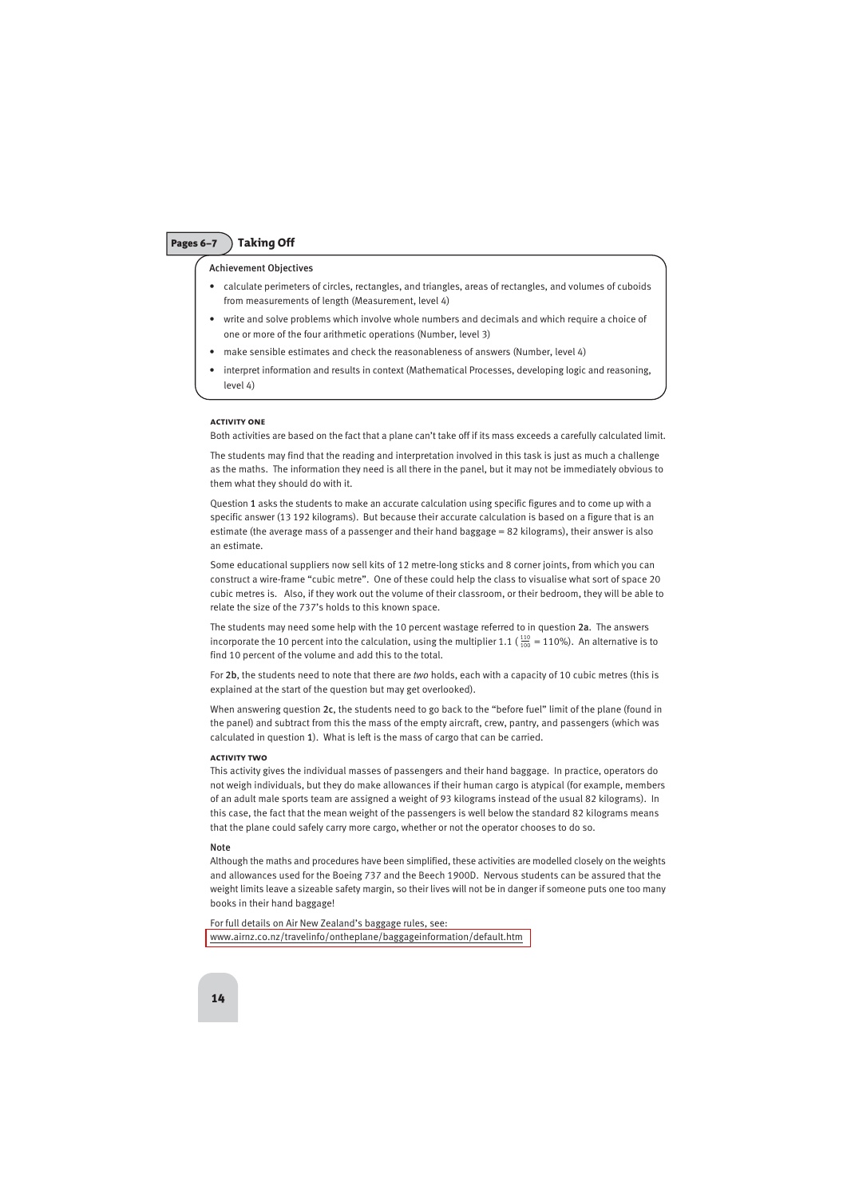## Pages 6–7 Taking Off

**Achievement Objectives**

- calculate perimeters of circles, rectangles, and triangles, areas of rectangles, and volumes of cuboids from measurements of length (Measurement, level 4)
- write and solve problems which involve whole numbers and decimals and which require a choice of one or more of the four arithmetic operations (Number, level 3)
- make sensible estimates and check the reasonableness of answers (Number, level 4)
- interpret information and results in context (Mathematical Processes, developing logic and reasoning, level 4)

### Activity One

Both activities are based on the fact that a plane can't take off if its mass exceeds a carefully calculated limit.

The students may find that the reading and interpretation involved in this task is just as much a challenge as the maths. The information they need is all there in the panel, but it may not be immediately obvious to them what they should do with it.

Question **1** asks the students to make an accurate calculation using specific figures and to come up with a specific answer (13 192 kilograms). But because their accurate calculation is based on a figure that is an estimate (the average mass of a passenger and their hand baggage = 82 kilograms), their answer is also an estimate.

Some educational suppliers now sell kits of 12 metre-long sticks and 8 corner joints, from which you can construct a wire-frame "cubic metre". One of these could help the class to visualise what sort of space 20 cubic metres is. Also, if they work out the volume of their classroom, or their bedroom, they will be able to relate the size of the 737's holds to this known space.

The students may need some help with the 10 percent wastage referred to in question **2a**. The answers incorporate the 10 percent into the calculation, using the multiplier 1.1 ($\frac{110}{100}$ = 110%). An alternative is to find 10 percent of the volume and add this to the total.

For **2b**, the students need to note that there are *two* holds, each with a capacity of 10 cubic metres (this is explained at the start of the question but may get overlooked).

When answering question **2c**, the students need to go back to the "before fuel" limit of the plane (found in the panel) and subtract from this the mass of the empty aircraft, crew, pantry, and passengers (which was calculated in question **1**). What is left is the mass of cargo that can be carried.

### Activity Two

This activity gives the individual masses of passengers and their hand baggage. In practice, operators do not weigh individuals, but they do make allowances if their human cargo is atypical (for example, members of an adult male sports team are assigned a weight of 93 kilograms instead of the usual 82 kilograms). In this case, the fact that the mean weight of the passengers is well below the standard 82 kilograms means that the plane could safely carry more cargo, whether or not the operator chooses to do so.

**Note**

Although the maths and procedures have been simplified, these activities are modelled closely on the weights and allowances used for the Boeing 737 and the Beech 1900D. Nervous students can be assured that the weight limits leave a sizeable safety margin, so their lives will not be in danger if someone puts one too many books in their hand baggage!

For full details on Air New Zealand's baggage rules, see:
www.airnz.co.nz/travelinfo/ontheplane/baggageinformation/default.htm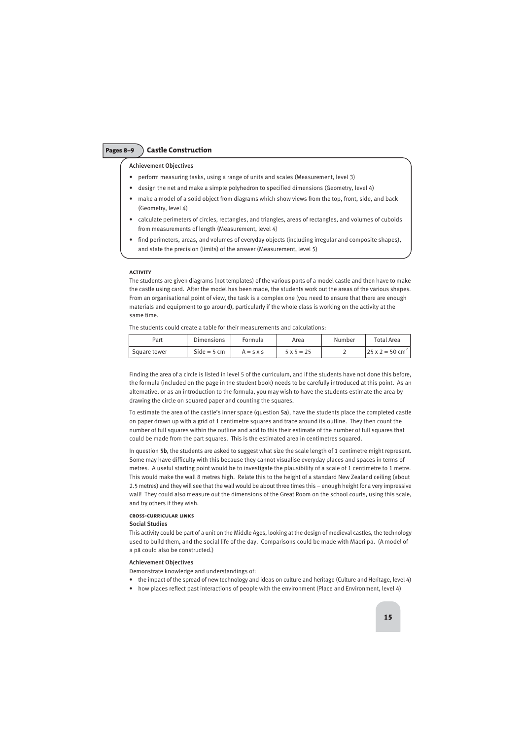## Pages 8–9 Castle Construction

### Achievement Objectives

- perform measuring tasks, using a range of units and scales (Measurement, level 3)
- design the net and make a simple polyhedron to specified dimensions (Geometry, level 4)
- make a model of a solid object from diagrams which show views from the top, front, side, and back (Geometry, level 4)
- calculate perimeters of circles, rectangles, and triangles, areas of rectangles, and volumes of cuboids from measurements of length (Measurement, level 4)
- find perimeters, areas, and volumes of everyday objects (including irregular and composite shapes), and state the precision (limits) of the answer (Measurement, level 5)

### ACTIVITY

The students are given diagrams (not templates) of the various parts of a model castle and then have to make the castle using card. After the model has been made, the students work out the areas of the various shapes. From an organisational point of view, the task is a complex one (you need to ensure that there are enough materials and equipment to go around), particularly if the whole class is working on the activity at the same time.

The students could create a table for their measurements and calculations:

| Part | Dimensions | Formula | Area | Number | Total Area |
|---|---|---|---|---|---|
| Square tower | Side = 5 cm | A = s x s | 5 x 5 = 25 | 2 | 25 x 2 = 50 $cm^2$ |

Finding the area of a circle is listed in level 5 of the curriculum, and if the students have not done this before, the formula (included on the page in the student book) needs to be carefully introduced at this point. As an alternative, or as an introduction to the formula, you may wish to have the students estimate the area by drawing the circle on squared paper and counting the squares.

To estimate the area of the castle's inner space (question **5a**), have the students place the completed castle on paper drawn up with a grid of 1 centimetre squares and trace around its outline. They then count the number of full squares within the outline and add to this their estimate of the number of full squares that could be made from the part squares. This is the estimated area in centimetres squared.

In question **5b**, the students are asked to suggest what size the scale length of 1 centimetre might represent. Some may have difficulty with this because they cannot visualise everyday places and spaces in terms of metres. A useful starting point would be to investigate the plausibility of a scale of 1 centimetre to 1 metre. This would make the wall 8 metres high. Relate this to the height of a standard New Zealand ceiling (about 2.5 metres) and they will see that the wall would be about three times this – enough height for a very impressive wall! They could also measure out the dimensions of the Great Room on the school courts, using this scale, and try others if they wish.

### CROSS-CURRICULAR LINKS

#### Social Studies

This activity could be part of a unit on the Middle Ages, looking at the design of medieval castles, the technology used to build them, and the social life of the day. Comparisons could be made with Māori pā. (A model of a pā could also be constructed.)

#### Achievement Objectives

Demonstrate knowledge and understandings of:

- the impact of the spread of new technology and ideas on culture and heritage (Culture and Heritage, level 4)
- how places reflect past interactions of people with the environment (Place and Environment, level 4)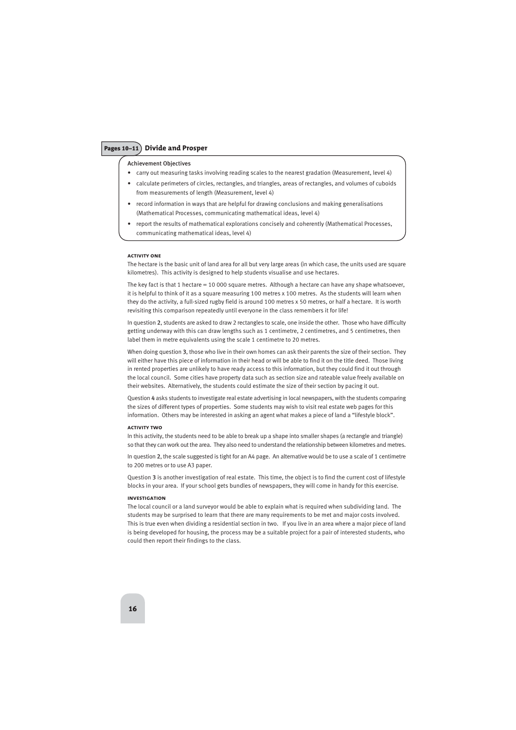## Pages 10–11 Divide and Prosper

**Achievement Objectives**

- carry out measuring tasks involving reading scales to the nearest gradation (Measurement, level 4)
- calculate perimeters of circles, rectangles, and triangles, areas of rectangles, and volumes of cuboids from measurements of length (Measurement, level 4)
- record information in ways that are helpful for drawing conclusions and making generalisations (Mathematical Processes, communicating mathematical ideas, level 4)
- report the results of mathematical explorations concisely and coherently (Mathematical Processes, communicating mathematical ideas, level 4)

### Activity One

The hectare is the basic unit of land area for all but very large areas (in which case, the units used are square kilometres). This activity is designed to help students visualise and use hectares.

The key fact is that 1 hectare = 10 000 square metres. Although a hectare can have any shape whatsoever, it is helpful to think of it as a square measuring 100 metres x 100 metres. As the students will learn when they do the activity, a full-sized rugby field is around 100 metres x 50 metres, or half a hectare. It is worth revisiting this comparison repeatedly until everyone in the class remembers it for life!

In question **2**, students are asked to draw 2 rectangles to scale, one inside the other. Those who have difficulty getting underway with this can draw lengths such as 1 centimetre, 2 centimetres, and 5 centimetres, then label them in metre equivalents using the scale 1 centimetre to 20 metres.

When doing question **3**, those who live in their own homes can ask their parents the size of their section. They will either have this piece of information in their head or will be able to find it on the title deed. Those living in rented properties are unlikely to have ready access to this information, but they could find it out through the local council. Some cities have property data such as section size and rateable value freely available on their websites. Alternatively, the students could estimate the size of their section by pacing it out.

Question **4** asks students to investigate real estate advertising in local newspapers, with the students comparing the sizes of different types of properties. Some students may wish to visit real estate web pages for this information. Others may be interested in asking an agent what makes a piece of land a "lifestyle block".

### Activity Two

In this activity, the students need to be able to break up a shape into smaller shapes (a rectangle and triangle) so that they can work out the area. They also need to understand the relationship between kilometres and metres.

In question **2**, the scale suggested is tight for an A4 page. An alternative would be to use a scale of 1 centimetre to 200 metres or to use A3 paper.

Question **3** is another investigation of real estate. This time, the object is to find the current cost of lifestyle blocks in your area. If your school gets bundles of newspapers, they will come in handy for this exercise.

### Investigation

The local council or a land surveyor would be able to explain what is required when subdividing land. The students may be surprised to learn that there are many requirements to be met and major costs involved. This is true even when dividing a residential section in two. If you live in an area where a major piece of land is being developed for housing, the process may be a suitable project for a pair of interested students, who could then report their findings to the class.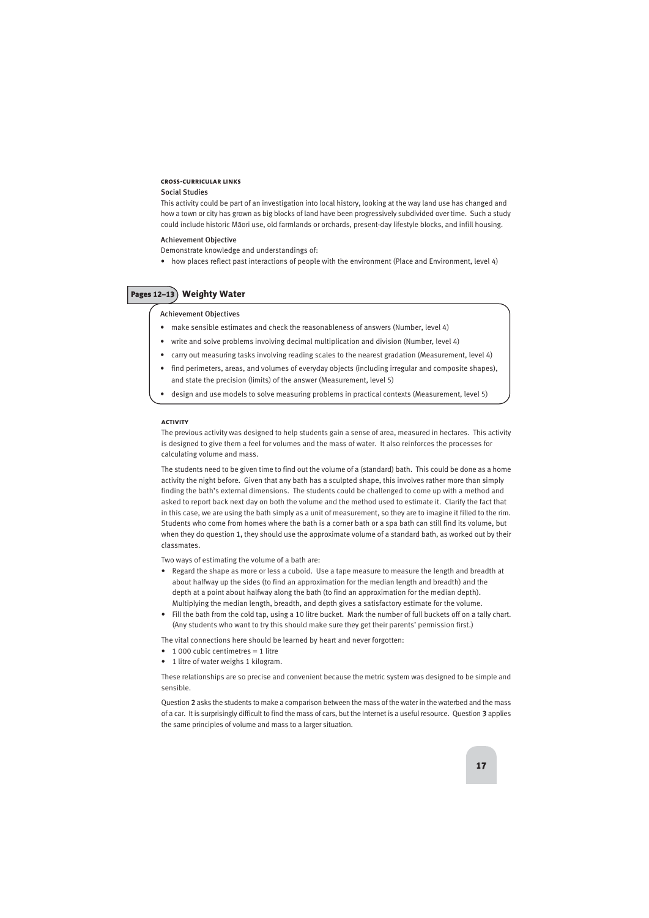#### CROSS-CURRICULAR LINKS

Social Studies

This activity could be part of an investigation into local history, looking at the way land use has changed and how a town or city has grown as big blocks of land have been progressively subdivided over time. Such a study could include historic Māori use, old farmlands or orchards, present-day lifestyle blocks, and infill housing.

Achievement Objective

Demonstrate knowledge and understandings of:

- how places reflect past interactions of people with the environment (Place and Environment, level 4)

## Pages 12–13 Weighty Water

Achievement Objectives

- make sensible estimates and check the reasonableness of answers (Number, level 4)
- write and solve problems involving decimal multiplication and division (Number, level 4)
- carry out measuring tasks involving reading scales to the nearest gradation (Measurement, level 4)
- find perimeters, areas, and volumes of everyday objects (including irregular and composite shapes), and state the precision (limits) of the answer (Measurement, level 5)
- design and use models to solve measuring problems in practical contexts (Measurement, level 5)

#### ACTIVITY

The previous activity was designed to help students gain a sense of area, measured in hectares. This activity is designed to give them a feel for volumes and the mass of water. It also reinforces the processes for calculating volume and mass.

The students need to be given time to find out the volume of a (standard) bath. This could be done as a home activity the night before. Given that any bath has a sculpted shape, this involves rather more than simply finding the bath's external dimensions. The students could be challenged to come up with a method and asked to report back next day on both the volume and the method used to estimate it. Clarify the fact that in this case, we are using the bath simply as a unit of measurement, so they are to imagine it filled to the rim. Students who come from homes where the bath is a corner bath or a spa bath can still find its volume, but when they do question **1**, they should use the approximate volume of a standard bath, as worked out by their classmates.

Two ways of estimating the volume of a bath are:

- Regard the shape as more or less a cuboid. Use a tape measure to measure the length and breadth at about halfway up the sides (to find an approximation for the median length and breadth) and the depth at a point about halfway along the bath (to find an approximation for the median depth). Multiplying the median length, breadth, and depth gives a satisfactory estimate for the volume.
- Fill the bath from the cold tap, using a 10 litre bucket. Mark the number of full buckets off on a tally chart. (Any students who want to try this should make sure they get their parents' permission first.)

The vital connections here should be learned by heart and never forgotten:

- 1 000 cubic centimetres = 1 litre
- 1 litre of water weighs 1 kilogram.

These relationships are so precise and convenient because the metric system was designed to be simple and sensible.

Question **2** asks the students to make a comparison between the mass of the water in the waterbed and the mass of a car. It is surprisingly difficult to find the mass of cars, but the Internet is a useful resource. Question **3** applies the same principles of volume and mass to a larger situation.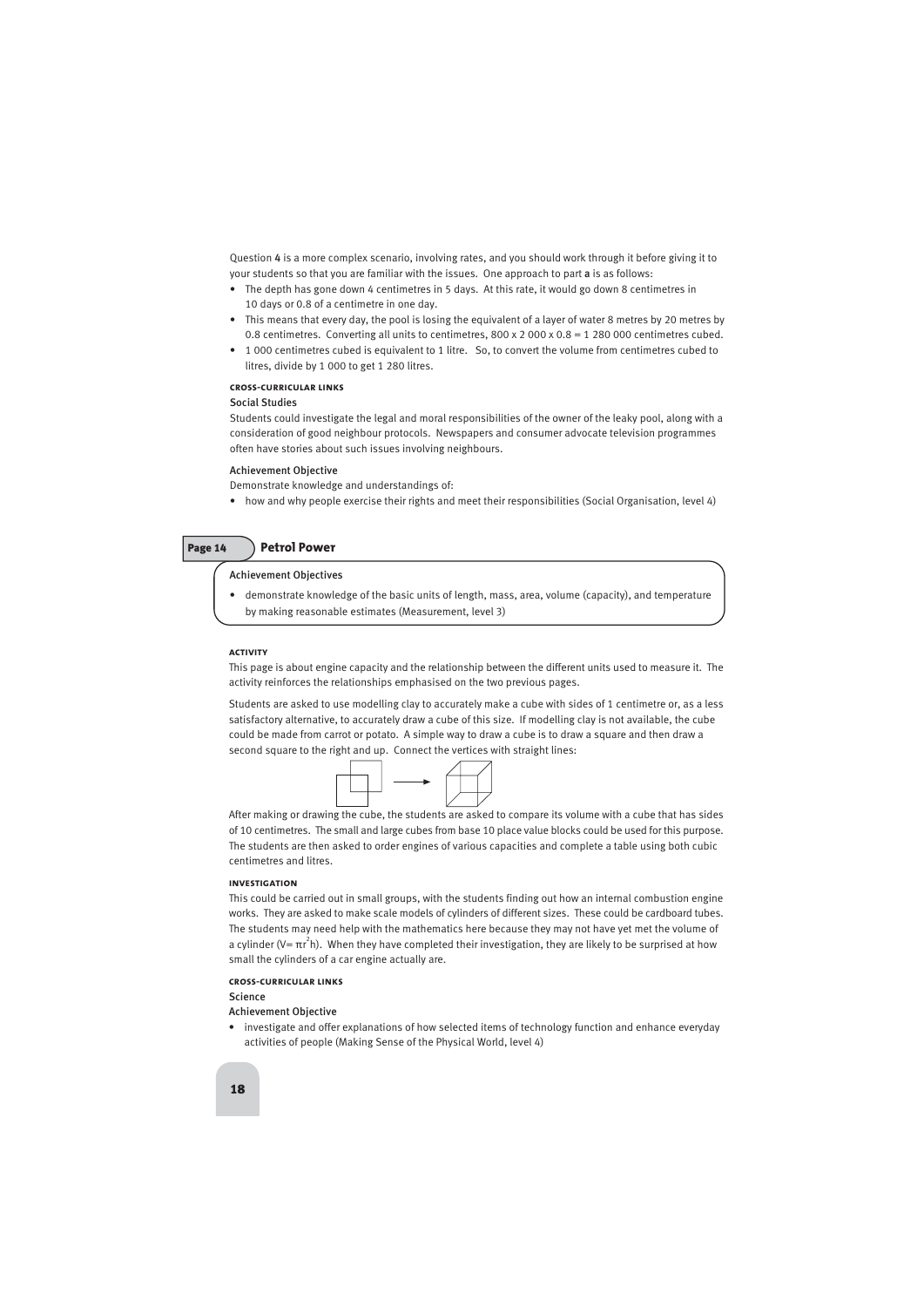Question **4** is a more complex scenario, involving rates, and you should work through it before giving it to your students so that you are familiar with the issues. One approach to part **a** is as follows:

- The depth has gone down 4 centimetres in 5 days. At this rate, it would go down 8 centimetres in 10 days or 0.8 of a centimetre in one day.
- This means that every day, the pool is losing the equivalent of a layer of water 8 metres by 20 metres by 0.8 centimetres. Converting all units to centimetres, 800 x 2 000 x 0.8 = 1 280 000 centimetres cubed.
- 1 000 centimetres cubed is equivalent to 1 litre. So, to convert the volume from centimetres cubed to litres, divide by 1 000 to get 1 280 litres.

#### CROSS-CURRICULAR LINKS

Social Studies

Students could investigate the legal and moral responsibilities of the owner of the leaky pool, along with a consideration of good neighbour protocols. Newspapers and consumer advocate television programmes often have stories about such issues involving neighbours.

Achievement Objective

Demonstrate knowledge and understandings of:

- how and why people exercise their rights and meet their responsibilities (Social Organisation, level 4)

## Page 14 Petrol Power

Achievement Objectives

- demonstrate knowledge of the basic units of length, mass, area, volume (capacity), and temperature by making reasonable estimates (Measurement, level 3)

#### ACTIVITY

This page is about engine capacity and the relationship between the different units used to measure it. The activity reinforces the relationships emphasised on the two previous pages.

Students are asked to use modelling clay to accurately make a cube with sides of 1 centimetre or, as a less satisfactory alternative, to accurately draw a cube of this size. If modelling clay is not available, the cube could be made from carrot or potato. A simple way to draw a cube is to draw a square and then draw a second square to the right and up. Connect the vertices with straight lines:

After making or drawing the cube, the students are asked to compare its volume with a cube that has sides of 10 centimetres. The small and large cubes from base 10 place value blocks could be used for this purpose. The students are then asked to order engines of various capacities and complete a table using both cubic centimetres and litres.

#### INVESTIGATION

This could be carried out in small groups, with the students finding out how an internal combustion engine works. They are asked to make scale models of cylinders of different sizes. These could be cardboard tubes. The students may need help with the mathematics here because they may not have yet met the volume of a cylinder ($V = \pi r^2 h$). When they have completed their investigation, they are likely to be surprised at how small the cylinders of a car engine actually are.

#### CROSS-CURRICULAR LINKS

Science

Achievement Objective

- investigate and offer explanations of how selected items of technology function and enhance everyday activities of people (Making Sense of the Physical World, level 4)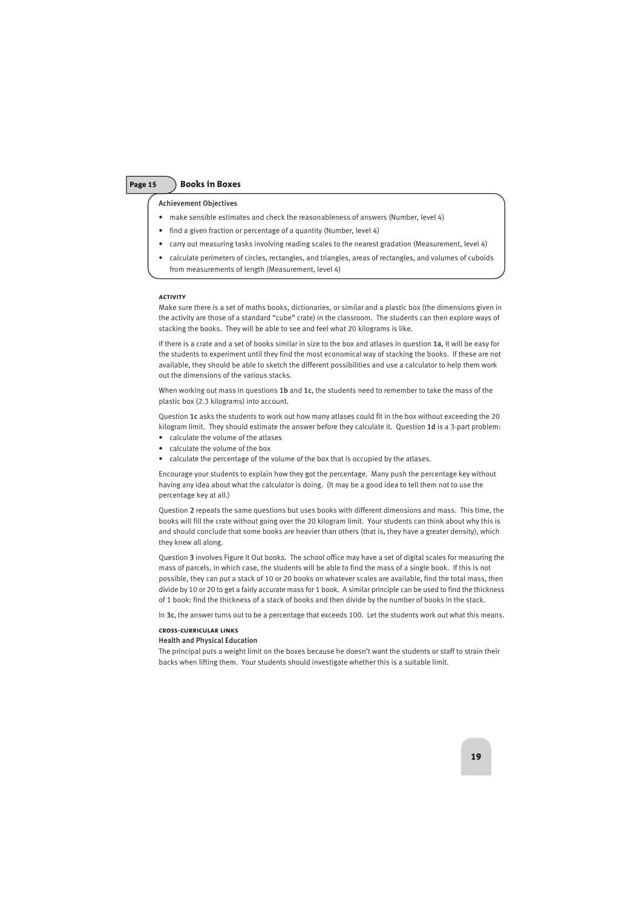## Page 15 — Books in Boxes

**Achievement Objectives**

- make sensible estimates and check the reasonableness of answers (Number, level 4)
- find a given fraction or percentage of a quantity (Number, level 4)
- carry out measuring tasks involving reading scales to the nearest gradation (Measurement, level 4)
- calculate perimeters of circles, rectangles, and triangles, areas of rectangles, and volumes of cuboids from measurements of length (Measurement, level 4)

### ACTIVITY

Make sure there is a set of maths books, dictionaries, or similar and a plastic box (the dimensions given in the activity are those of a standard "cube" crate) in the classroom. The students can then explore ways of stacking the books. They will be able to see and feel what 20 kilograms is like.

If there is a crate and a set of books similar in size to the box and atlases in question **1a**, it will be easy for the students to experiment until they find the most economical way of stacking the books. If these are not available, they should be able to sketch the different possibilities and use a calculator to help them work out the dimensions of the various stacks.

When working out mass in questions **1b** and **1c**, the students need to remember to take the mass of the plastic box (2.3 kilograms) into account.

Question **1c** asks the students to work out how many atlases could fit in the box without exceeding the 20 kilogram limit. They should estimate the answer before they calculate it. Question **1d** is a 3-part problem:

- calculate the volume of the atlases
- calculate the volume of the box
- calculate the percentage of the volume of the box that is occupied by the atlases.

Encourage your students to explain how they got the percentage. Many push the percentage key without having any idea about what the calculator is doing. (It may be a good idea to tell them not to use the percentage key at all.)

Question **2** repeats the same questions but uses books with different dimensions and mass. This time, the books will fill the crate without going over the 20 kilogram limit. Your students can think about why this is and should conclude that some books are heavier than others (that is, they have a greater density), which they knew all along.

Question **3** involves Figure It Out books. The school office may have a set of digital scales for measuring the mass of parcels, in which case, the students will be able to find the mass of a single book. If this is not possible, they can put a stack of 10 or 20 books on whatever scales are available, find the total mass, then divide by 10 or 20 to get a fairly accurate mass for 1 book. A similar principle can be used to find the thickness of 1 book: find the thickness of a stack of books and then divide by the number of books in the stack.

In **3c**, the answer turns out to be a percentage that exceeds 100. Let the students work out what this means.

### CROSS-CURRICULAR LINKS

**Health and Physical Education**

The principal puts a weight limit on the boxes because he doesn't want the students or staff to strain their backs when lifting them. Your students should investigate whether this is a suitable limit.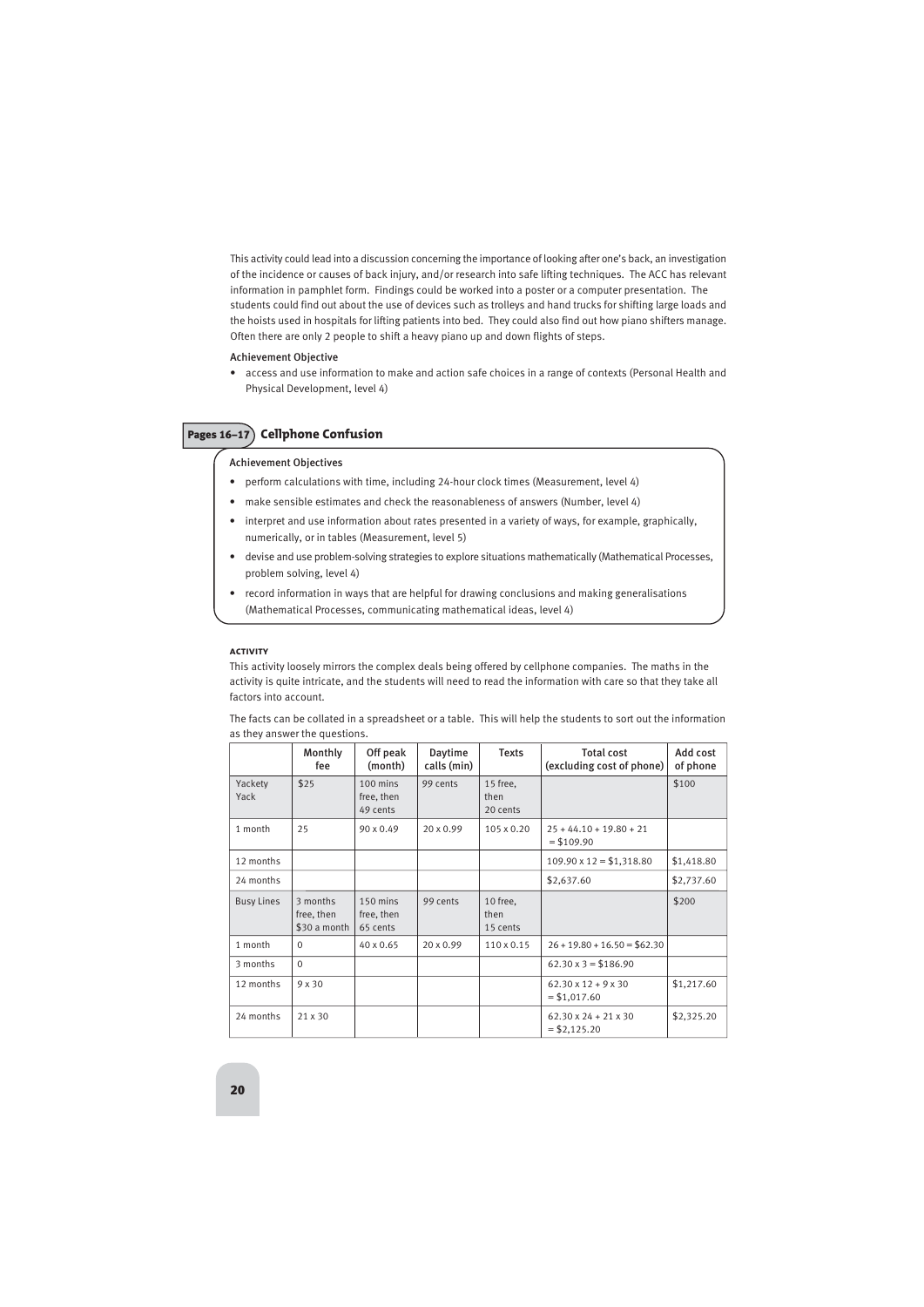This activity could lead into a discussion concerning the importance of looking after one's back, an investigation of the incidence or causes of back injury, and/or research into safe lifting techniques. The ACC has relevant information in pamphlet form. Findings could be worked into a poster or a computer presentation. The students could find out about the use of devices such as trolleys and hand trucks for shifting large loads and the hoists used in hospitals for lifting patients into bed. They could also find out how piano shifters manage. Often there are only 2 people to shift a heavy piano up and down flights of steps.

**Achievement Objective**

- access and use information to make and action safe choices in a range of contexts (Personal Health and Physical Development, level 4)

## Pages 16–17 Cellphone Confusion

**Achievement Objectives**

- perform calculations with time, including 24-hour clock times (Measurement, level 4)
- make sensible estimates and check the reasonableness of answers (Number, level 4)
- interpret and use information about rates presented in a variety of ways, for example, graphically, numerically, or in tables (Measurement, level 5)
- devise and use problem-solving strategies to explore situations mathematically (Mathematical Processes, problem solving, level 4)
- record information in ways that are helpful for drawing conclusions and making generalisations (Mathematical Processes, communicating mathematical ideas, level 4)

### ACTIVITY

This activity loosely mirrors the complex deals being offered by cellphone companies. The maths in the activity is quite intricate, and the students will need to read the information with care so that they take all factors into account.

The facts can be collated in a spreadsheet or a table. This will help the students to sort out the information as they answer the questions.

| | Monthly fee | Off peak (month) | Daytime calls (min) | Texts | Total cost (excluding cost of phone) | Add cost of phone |
|---|---|---|---|---|---|---|
| Yackety Yack | $25 | 100 mins free, then 49 cents | 99 cents | 15 free, then 20 cents | | $100 |
| 1 month | 25 | 90 x 0.49 | 20 x 0.99 | 105 x 0.20 | 25 + 44.10 + 19.80 + 21 = $109.90 | |
| 12 months | | | | | 109.90 x 12 = $1,318.80 | $1,418.80 |
| 24 months | | | | | $2,637.60 | $2,737.60 |
| Busy Lines | 3 months free, then $30 a month | 150 mins free, then 65 cents | 99 cents | 10 free, then 15 cents | | $200 |
| 1 month | 0 | 40 x 0.65 | 20 x 0.99 | 110 x 0.15 | 26 + 19.80 + 16.50 = $62.30 | |
| 3 months | 0 | | | | 62.30 x 3 = $186.90 | |
| 12 months | 9 x 30 | | | | 62.30 x 12 + 9 x 30 = $1,017.60 | $1,217.60 |
| 24 months | 21 x 30 | | | | 62.30 x 24 + 21 x 30 = $2,125.20 | $2,325.20 |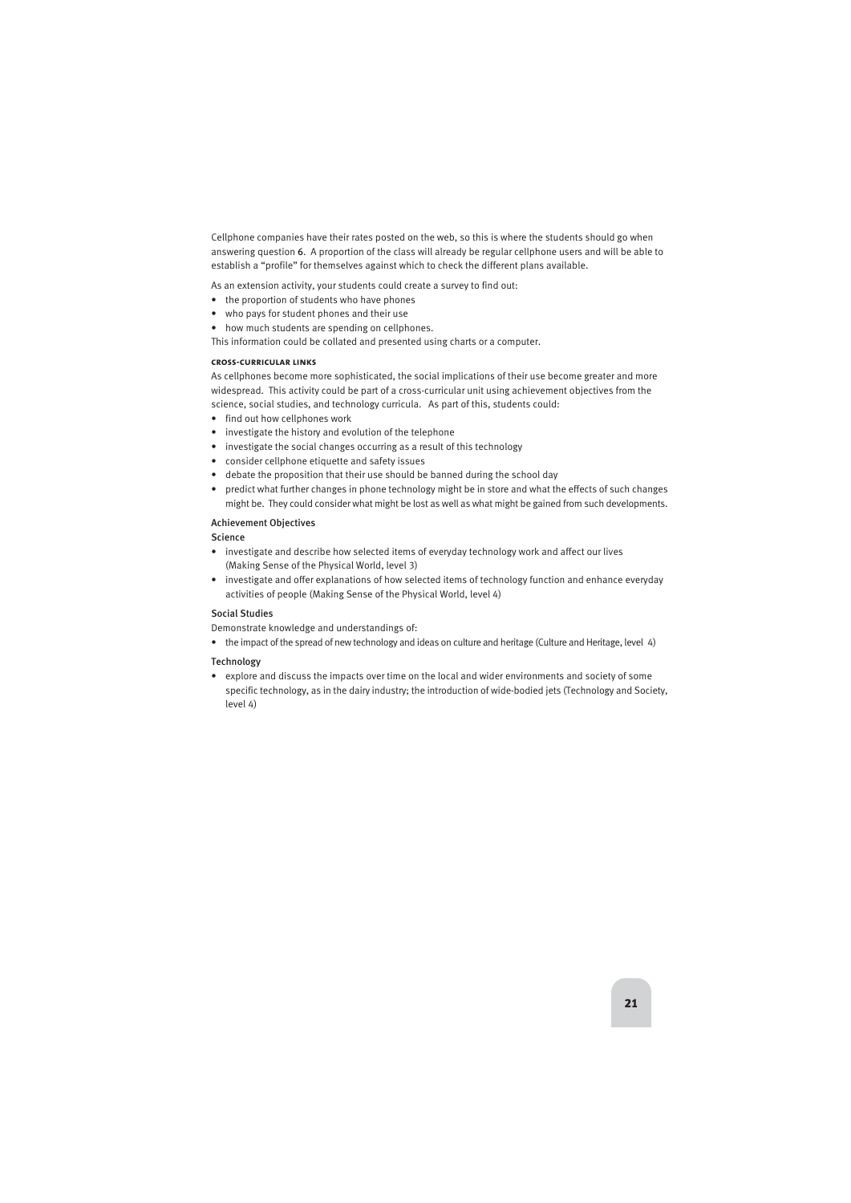Cellphone companies have their rates posted on the web, so this is where the students should go when answering question 6. A proportion of the class will already be regular cellphone users and will be able to establish a "profile" for themselves against which to check the different plans available.

As an extension activity, your students could create a survey to find out:

- the proportion of students who have phones
- who pays for student phones and their use
- how much students are spending on cellphones.

This information could be collated and presented using charts or a computer.

### Cross-curricular links

As cellphones become more sophisticated, the social implications of their use become greater and more widespread. This activity could be part of a cross-curricular unit using achievement objectives from the science, social studies, and technology curricula. As part of this, students could:

- find out how cellphones work
- investigate the history and evolution of the telephone
- investigate the social changes occurring as a result of this technology
- consider cellphone etiquette and safety issues
- debate the proposition that their use should be banned during the school day
- predict what further changes in phone technology might be in store and what the effects of such changes might be. They could consider what might be lost as well as what might be gained from such developments.

#### Achievement Objectives

Science

- investigate and describe how selected items of everyday technology work and affect our lives (Making Sense of the Physical World, level 3)
- investigate and offer explanations of how selected items of technology function and enhance everyday activities of people (Making Sense of the Physical World, level 4)

Social Studies

Demonstrate knowledge and understandings of:

- the impact of the spread of new technology and ideas on culture and heritage (Culture and Heritage, level 4)

Technology

- explore and discuss the impacts over time on the local and wider environments and society of some specific technology, as in the dairy industry; the introduction of wide-bodied jets (Technology and Society, level 4)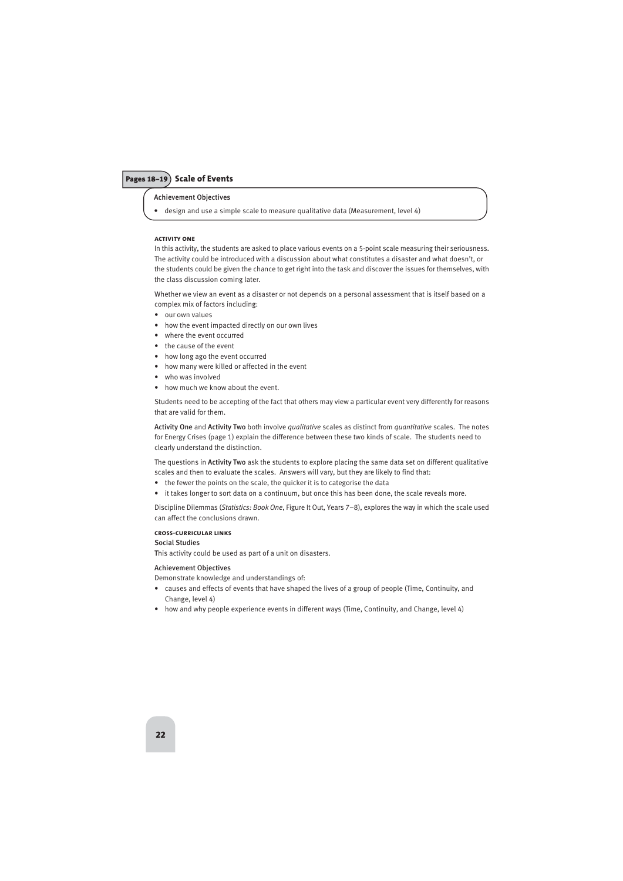## Pages 18–19 Scale of Events

**Achievement Objectives**

- design and use a simple scale to measure qualitative data (Measurement, level 4)

### Activity One

In this activity, the students are asked to place various events on a 5-point scale measuring their seriousness. The activity could be introduced with a discussion about what constitutes a disaster and what doesn't, or the students could be given the chance to get right into the task and discover the issues for themselves, with the class discussion coming later.

Whether we view an event as a disaster or not depends on a personal assessment that is itself based on a complex mix of factors including:

- our own values
- how the event impacted directly on our own lives
- where the event occurred
- the cause of the event
- how long ago the event occurred
- how many were killed or affected in the event
- who was involved
- how much we know about the event.

Students need to be accepting of the fact that others may view a particular event very differently for reasons that are valid for them.

**Activity One** and **Activity Two** both involve *qualitative* scales as distinct from *quantitative* scales. The notes for Energy Crises (page 1) explain the difference between these two kinds of scale. The students need to clearly understand the distinction.

The questions in **Activity Two** ask the students to explore placing the same data set on different qualitative scales and then to evaluate the scales. Answers will vary, but they are likely to find that:

- the fewer the points on the scale, the quicker it is to categorise the data
- it takes longer to sort data on a continuum, but once this has been done, the scale reveals more.

Discipline Dilemmas (*Statistics: Book One*, Figure It Out, Years 7–8), explores the way in which the scale used can affect the conclusions drawn.

### Cross-curricular Links

**Social Studies**

This activity could be used as part of a unit on disasters.

**Achievement Objectives**

Demonstrate knowledge and understandings of:

- causes and effects of events that have shaped the lives of a group of people (Time, Continuity, and Change, level 4)
- how and why people experience events in different ways (Time, Continuity, and Change, level 4)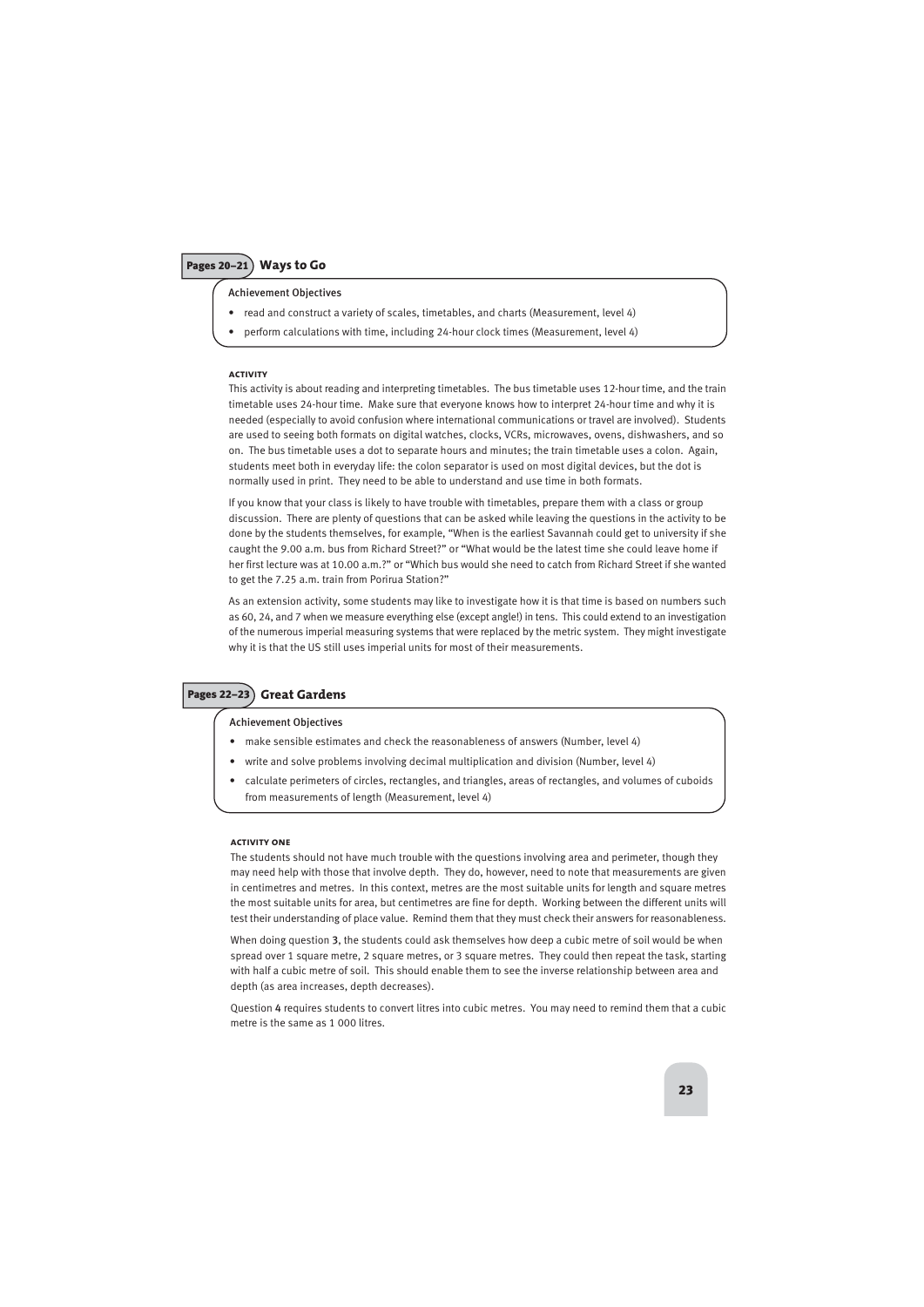## Pages 20–21 Ways to Go

Achievement Objectives

- read and construct a variety of scales, timetables, and charts (Measurement, level 4)
- perform calculations with time, including 24-hour clock times (Measurement, level 4)

#### ACTIVITY

This activity is about reading and interpreting timetables. The bus timetable uses 12-hour time, and the train timetable uses 24-hour time. Make sure that everyone knows how to interpret 24-hour time and why it is needed (especially to avoid confusion where international communications or travel are involved). Students are used to seeing both formats on digital watches, clocks, VCRs, microwaves, ovens, dishwashers, and so on. The bus timetable uses a dot to separate hours and minutes; the train timetable uses a colon. Again, students meet both in everyday life: the colon separator is used on most digital devices, but the dot is normally used in print. They need to be able to understand and use time in both formats.

If you know that your class is likely to have trouble with timetables, prepare them with a class or group discussion. There are plenty of questions that can be asked while leaving the questions in the activity to be done by the students themselves, for example, "When is the earliest Savannah could get to university if she caught the 9.00 a.m. bus from Richard Street?" or "What would be the latest time she could leave home if her first lecture was at 10.00 a.m.?" or "Which bus would she need to catch from Richard Street if she wanted to get the 7.25 a.m. train from Porirua Station?"

As an extension activity, some students may like to investigate how it is that time is based on numbers such as 60, 24, and 7 when we measure everything else (except angle!) in tens. This could extend to an investigation of the numerous imperial measuring systems that were replaced by the metric system. They might investigate why it is that the US still uses imperial units for most of their measurements.

## Pages 22–23 Great Gardens

Achievement Objectives

- make sensible estimates and check the reasonableness of answers (Number, level 4)
- write and solve problems involving decimal multiplication and division (Number, level 4)
- calculate perimeters of circles, rectangles, and triangles, areas of rectangles, and volumes of cuboids from measurements of length (Measurement, level 4)

#### ACTIVITY ONE

The students should not have much trouble with the questions involving area and perimeter, though they may need help with those that involve depth. They do, however, need to note that measurements are given in centimetres and metres. In this context, metres are the most suitable units for length and square metres the most suitable units for area, but centimetres are fine for depth. Working between the different units will test their understanding of place value. Remind them that they must check their answers for reasonableness.

When doing question **3**, the students could ask themselves how deep a cubic metre of soil would be when spread over 1 square metre, 2 square metres, or 3 square metres. They could then repeat the task, starting with half a cubic metre of soil. This should enable them to see the inverse relationship between area and depth (as area increases, depth decreases).

Question **4** requires students to convert litres into cubic metres. You may need to remind them that a cubic metre is the same as 1 000 litres.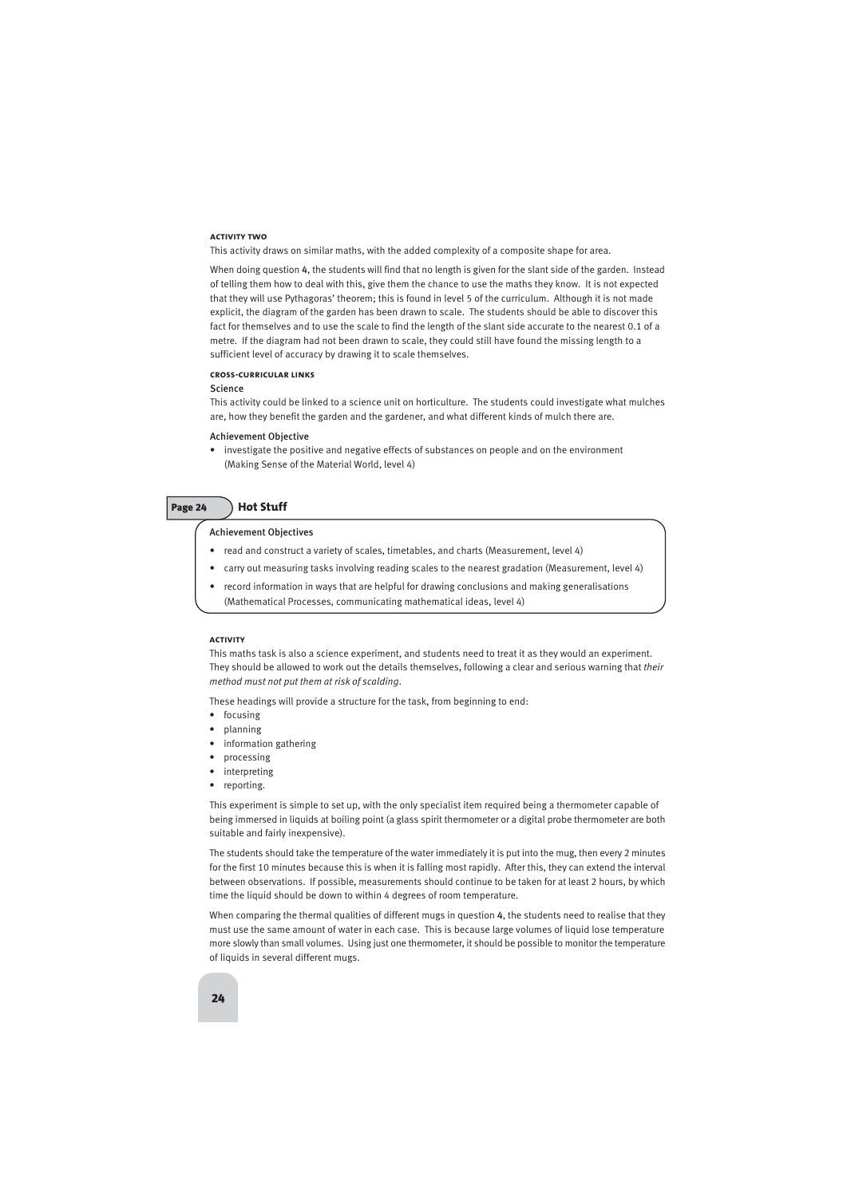#### Activity Two

This activity draws on similar maths, with the added complexity of a composite shape for area.

When doing question 4, the students will find that no length is given for the slant side of the garden. Instead of telling them how to deal with this, give them the chance to use the maths they know. It is not expected that they will use Pythagoras' theorem; this is found in level 5 of the curriculum. Although it is not made explicit, the diagram of the garden has been drawn to scale. The students should be able to discover this fact for themselves and to use the scale to find the length of the slant side accurate to the nearest 0.1 of a metre. If the diagram had not been drawn to scale, they could still have found the missing length to a sufficient level of accuracy by drawing it to scale themselves.

#### Cross-curricular Links

Science

This activity could be linked to a science unit on horticulture. The students could investigate what mulches are, how they benefit the garden and the gardener, and what different kinds of mulch there are.

Achievement Objective

- investigate the positive and negative effects of substances on people and on the environment (Making Sense of the Material World, level 4)

## Page 24 Hot Stuff

Achievement Objectives

- read and construct a variety of scales, timetables, and charts (Measurement, level 4)
- carry out measuring tasks involving reading scales to the nearest gradation (Measurement, level 4)
- record information in ways that are helpful for drawing conclusions and making generalisations (Mathematical Processes, communicating mathematical ideas, level 4)

#### Activity

This maths task is also a science experiment, and students need to treat it as they would an experiment. They should be allowed to work out the details themselves, following a clear and serious warning that *their method must not put them at risk of scalding*.

These headings will provide a structure for the task, from beginning to end:

- focusing
- planning
- information gathering
- processing
- interpreting
- reporting.

This experiment is simple to set up, with the only specialist item required being a thermometer capable of being immersed in liquids at boiling point (a glass spirit thermometer or a digital probe thermometer are both suitable and fairly inexpensive).

The students should take the temperature of the water immediately it is put into the mug, then every 2 minutes for the first 10 minutes because this is when it is falling most rapidly. After this, they can extend the interval between observations. If possible, measurements should continue to be taken for at least 2 hours, by which time the liquid should be down to within 4 degrees of room temperature.

When comparing the thermal qualities of different mugs in question 4, the students need to realise that they must use the same amount of water in each case. This is because large volumes of liquid lose temperature more slowly than small volumes. Using just one thermometer, it should be possible to monitor the temperature of liquids in several different mugs.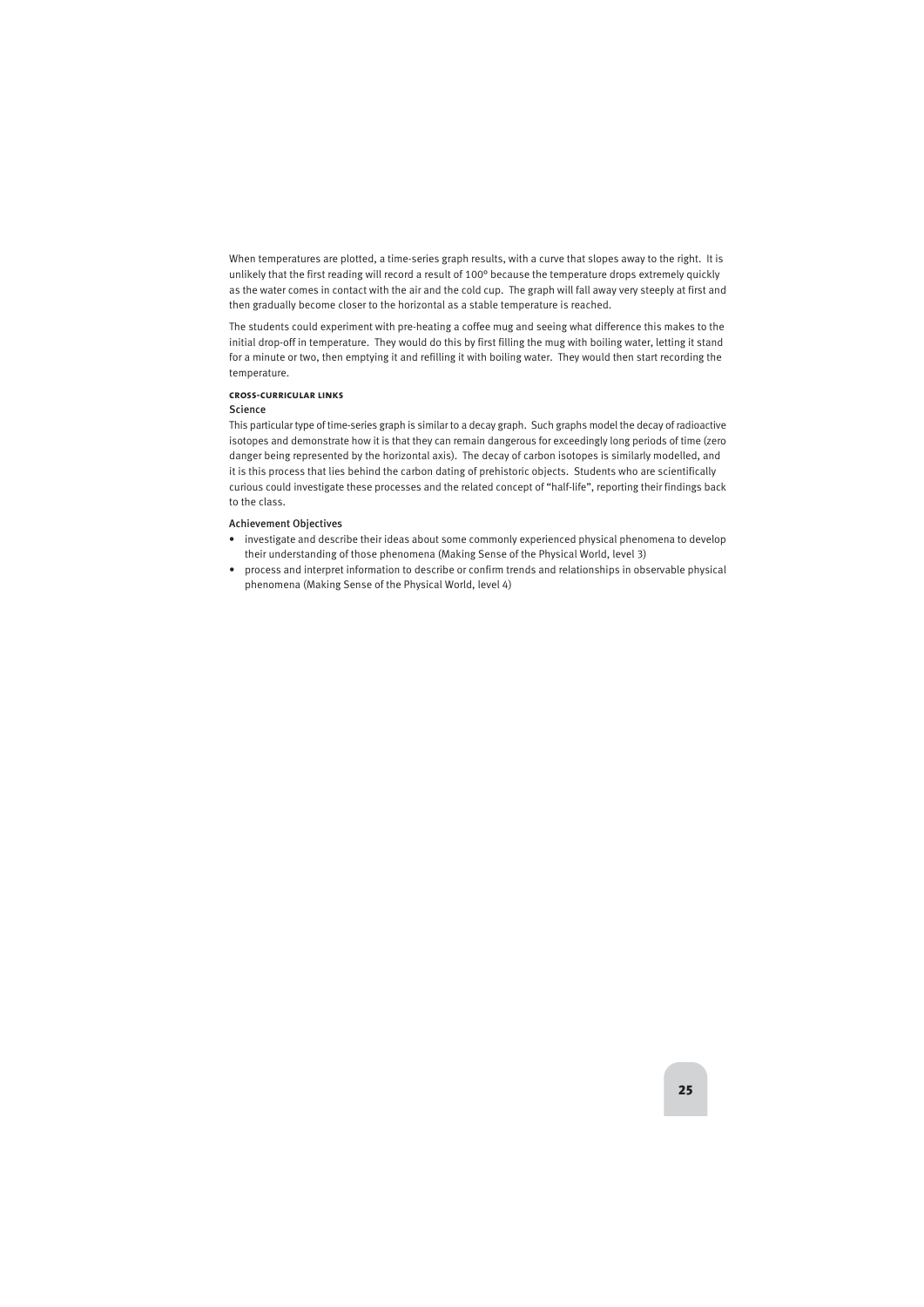When temperatures are plotted, a time-series graph results, with a curve that slopes away to the right. It is unlikely that the first reading will record a result of 100° because the temperature drops extremely quickly as the water comes in contact with the air and the cold cup. The graph will fall away very steeply at first and then gradually become closer to the horizontal as a stable temperature is reached.

The students could experiment with pre-heating a coffee mug and seeing what difference this makes to the initial drop-off in temperature. They would do this by first filling the mug with boiling water, letting it stand for a minute or two, then emptying it and refilling it with boiling water. They would then start recording the temperature.

#### Cross-curricular links

Science

This particular type of time-series graph is similar to a decay graph. Such graphs model the decay of radioactive isotopes and demonstrate how it is that they can remain dangerous for exceedingly long periods of time (zero danger being represented by the horizontal axis). The decay of carbon isotopes is similarly modelled, and it is this process that lies behind the carbon dating of prehistoric objects. Students who are scientifically curious could investigate these processes and the related concept of "half-life", reporting their findings back to the class.

Achievement Objectives

- investigate and describe their ideas about some commonly experienced physical phenomena to develop their understanding of those phenomena (Making Sense of the Physical World, level 3)
- process and interpret information to describe or confirm trends and relationships in observable physical phenomena (Making Sense of the Physical World, level 4)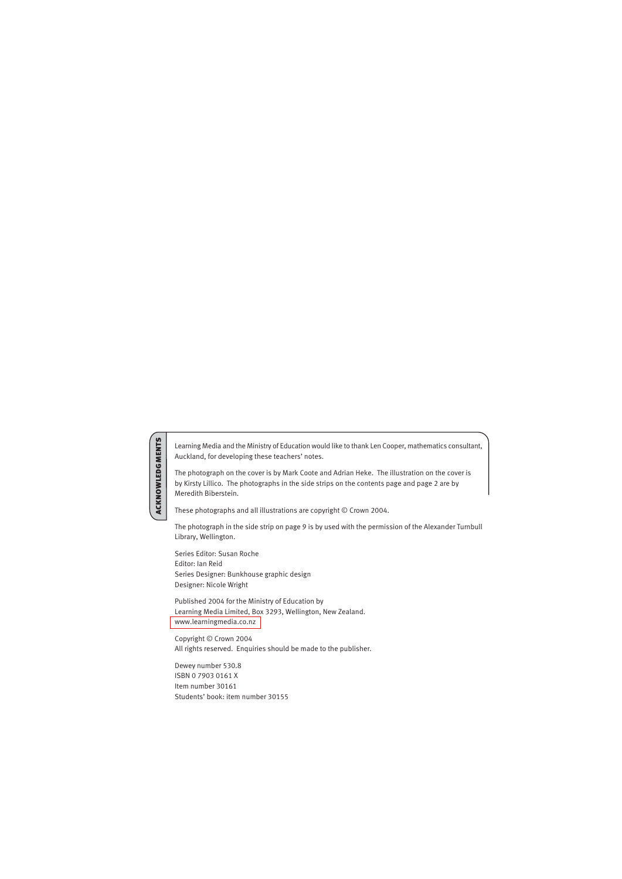## ACKNOWLEDGMENTS

Learning Media and the Ministry of Education would like to thank Len Cooper, mathematics consultant, Auckland, for developing these teachers' notes.

The photograph on the cover is by Mark Coote and Adrian Heke. The illustration on the cover is by Kirsty Lillico. The photographs in the side strips on the contents page and page 2 are by Meredith Biberstein.

These photographs and all illustrations are copyright © Crown 2004.

The photograph in the side strip on page 9 is by used with the permission of the Alexander Turnbull Library, Wellington.

Series Editor: Susan Roche
Editor: Ian Reid
Series Designer: Bunkhouse graphic design
Designer: Nicole Wright

Published 2004 for the Ministry of Education by
Learning Media Limited, Box 3293, Wellington, New Zealand.
www.learningmedia.co.nz

Copyright © Crown 2004
All rights reserved. Enquiries should be made to the publisher.

Dewey number 530.8
ISBN 0 7903 0161 X
Item number 30161
Students' book: item number 30155